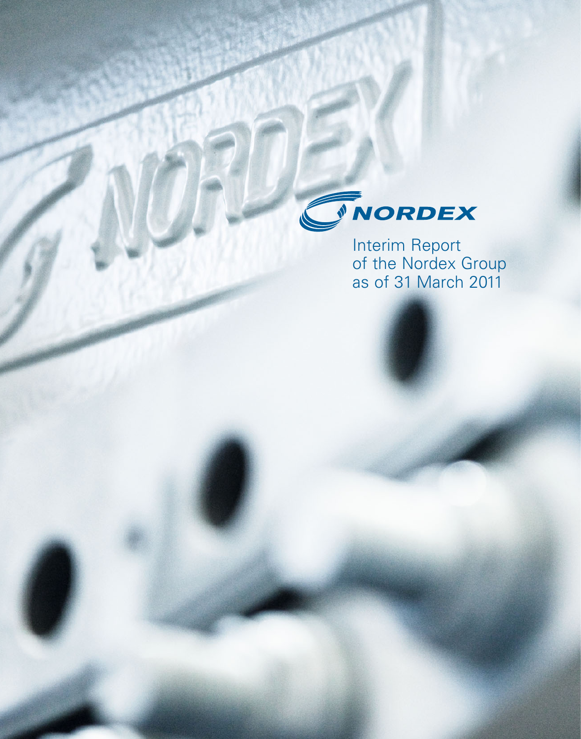NORDEX

# Interim Report of the Nordex Group as of 31 March 2011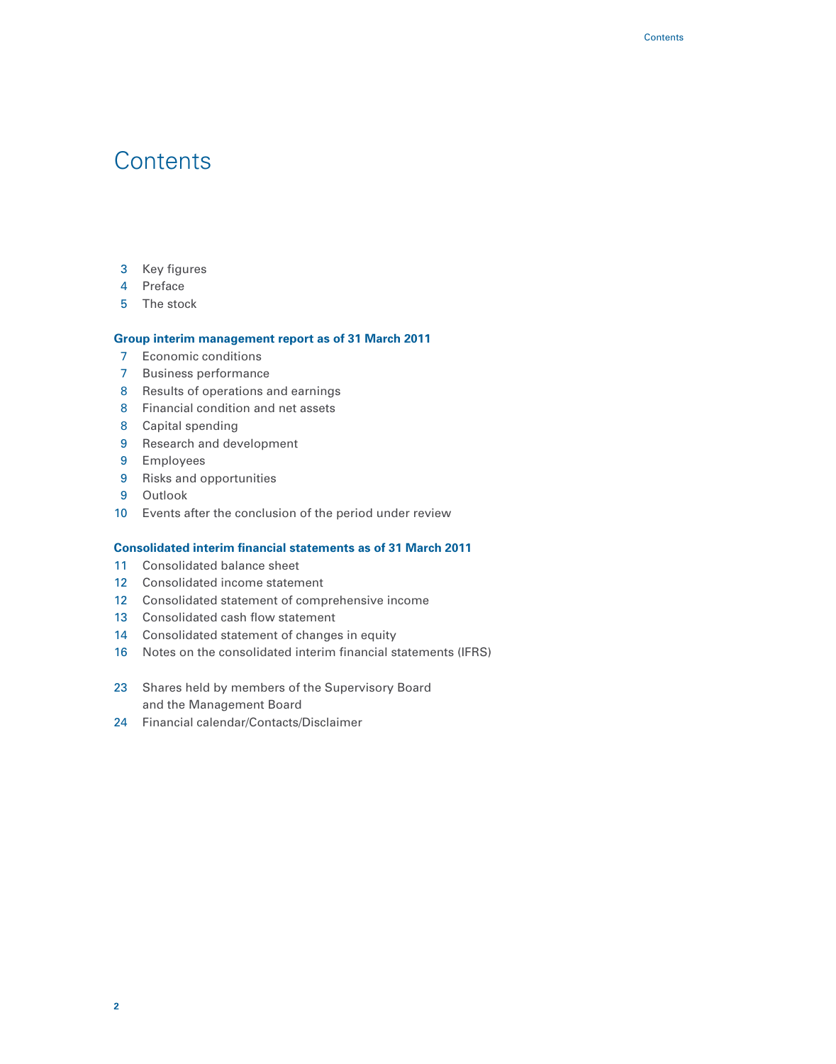# Contents

3 Key figures
4 Preface
5 The stock

**Group interim management report as of 31 March 2011**

7 Economic conditions
7 Business performance
8 Results of operations and earnings
8 Financial condition and net assets
8 Capital spending
9 Research and development
9 Employees
9 Risks and opportunities
9 Outlook
10 Events after the conclusion of the period under review

**Consolidated interim financial statements as of 31 March 2011**

11 Consolidated balance sheet
12 Consolidated income statement
12 Consolidated statement of comprehensive income
13 Consolidated cash flow statement
14 Consolidated statement of changes in equity
16 Notes on the consolidated interim financial statements (IFRS)

23 Shares held by members of the Supervisory Board and the Management Board
24 Financial calendar/Contacts/Disclaimer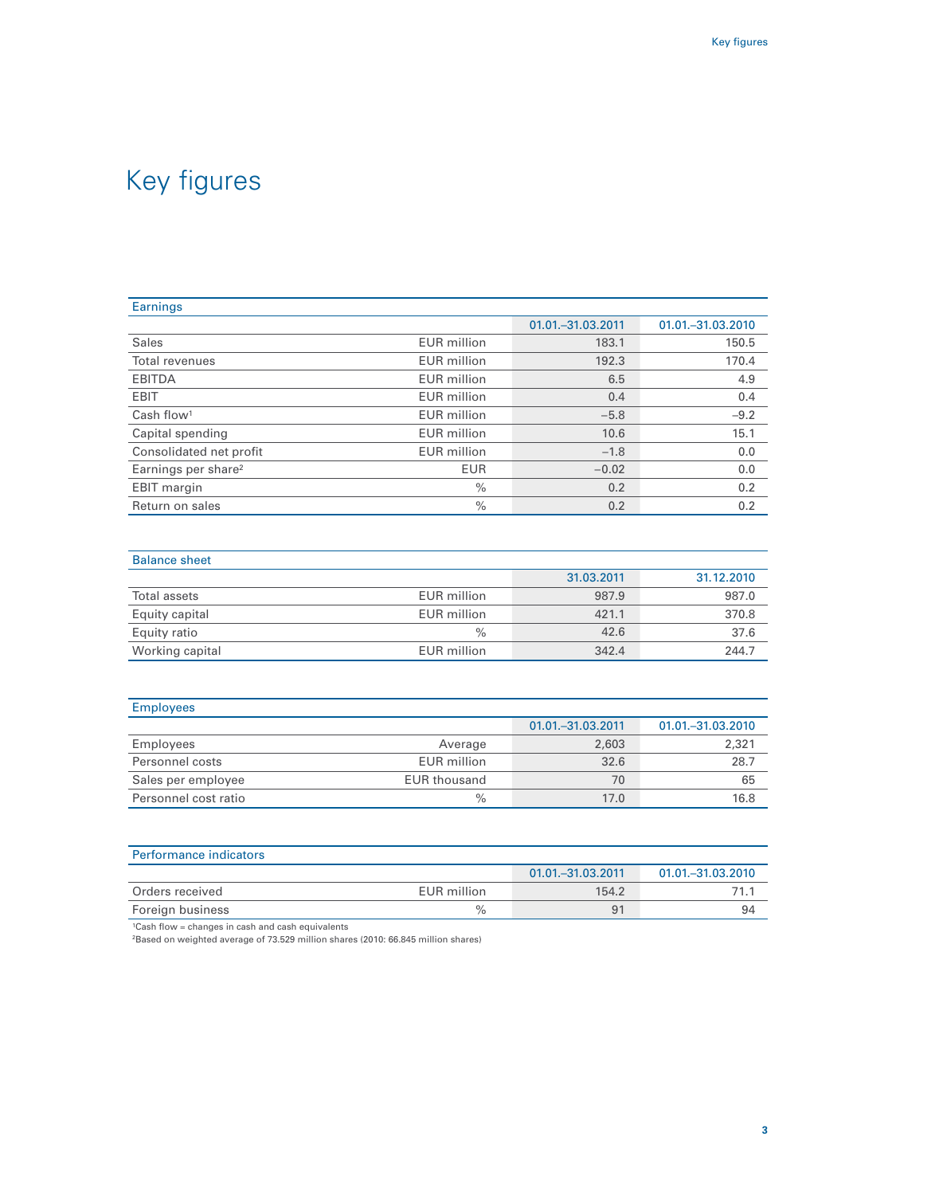# Key figures

| Earnings | | | |
|---|---|---|---|
| | | 01.01.–31.03.2011 | 01.01.–31.03.2010 |
| Sales | EUR million | 183.1 | 150.5 |
| Total revenues | EUR million | 192.3 | 170.4 |
| EBITDA | EUR million | 6.5 | 4.9 |
| EBIT | EUR million | 0.4 | 0.4 |
| Cash flow[1] | EUR million | –5.8 | –9.2 |
| Capital spending | EUR million | 10.6 | 15.1 |
| Consolidated net profit | EUR million | –1.8 | 0.0 |
| Earnings per share[2] | EUR | –0.02 | 0.0 |
| EBIT margin | % | 0.2 | 0.2 |
| Return on sales | % | 0.2 | 0.2 |

| Balance sheet | | | |
|---|---|---|---|
| | | 31.03.2011 | 31.12.2010 |
| Total assets | EUR million | 987.9 | 987.0 |
| Equity capital | EUR million | 421.1 | 370.8 |
| Equity ratio | % | 42.6 | 37.6 |
| Working capital | EUR million | 342.4 | 244.7 |

| Employees | | | |
|---|---|---|---|
| | | 01.01.–31.03.2011 | 01.01.–31.03.2010 |
| Employees | Average | 2,603 | 2,321 |
| Personnel costs | EUR million | 32.6 | 28.7 |
| Sales per employee | EUR thousand | 70 | 65 |
| Personnel cost ratio | % | 17.0 | 16.8 |

| Performance indicators | | | |
|---|---|---|---|
| | | 01.01.–31.03.2011 | 01.01.–31.03.2010 |
| Orders received | EUR million | 154.2 | 71.1 |
| Foreign business | % | 91 | 94 |

[1]Cash flow = changes in cash and cash equivalents
[2]Based on weighted average of 73.529 million shares (2010: 66.845 million shares)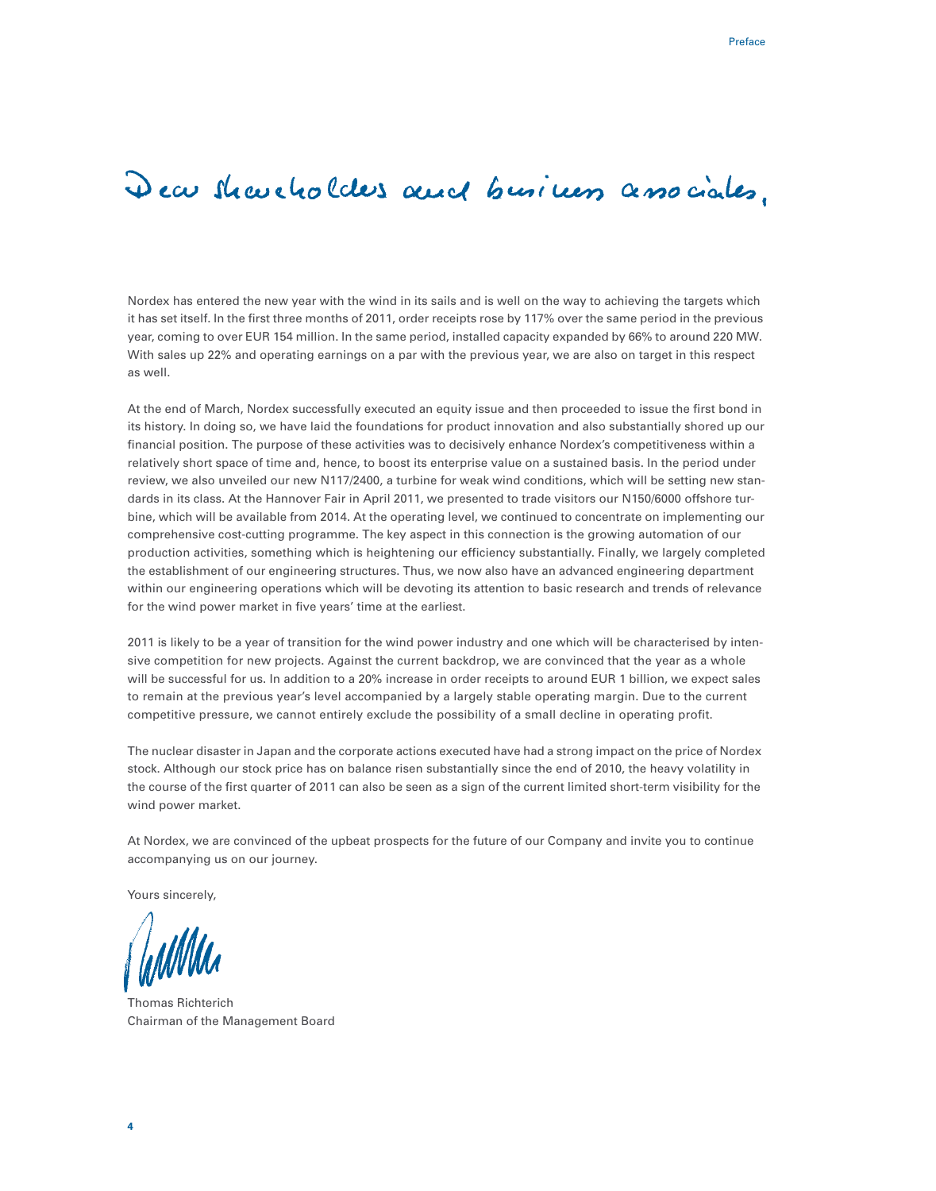# Dear shareholders and business associates,

Nordex has entered the new year with the wind in its sails and is well on the way to achieving the targets which it has set itself. In the first three months of 2011, order receipts rose by 117% over the same period in the previous year, coming to over EUR 154 million. In the same period, installed capacity expanded by 66% to around 220 MW. With sales up 22% and operating earnings on a par with the previous year, we are also on target in this respect as well.

At the end of March, Nordex successfully executed an equity issue and then proceeded to issue the first bond in its history. In doing so, we have laid the foundations for product innovation and also substantially shored up our financial position. The purpose of these activities was to decisively enhance Nordex's competitiveness within a relatively short space of time and, hence, to boost its enterprise value on a sustained basis. In the period under review, we also unveiled our new N117/2400, a turbine for weak wind conditions, which will be setting new standards in its class. At the Hannover Fair in April 2011, we presented to trade visitors our N150/6000 offshore turbine, which will be available from 2014. At the operating level, we continued to concentrate on implementing our comprehensive cost-cutting programme. The key aspect in this connection is the growing automation of our production activities, something which is heightening our efficiency substantially. Finally, we largely completed the establishment of our engineering structures. Thus, we now also have an advanced engineering department within our engineering operations which will be devoting its attention to basic research and trends of relevance for the wind power market in five years' time at the earliest.

2011 is likely to be a year of transition for the wind power industry and one which will be characterised by intensive competition for new projects. Against the current backdrop, we are convinced that the year as a whole will be successful for us. In addition to a 20% increase in order receipts to around EUR 1 billion, we expect sales to remain at the previous year's level accompanied by a largely stable operating margin. Due to the current competitive pressure, we cannot entirely exclude the possibility of a small decline in operating profit.

The nuclear disaster in Japan and the corporate actions executed have had a strong impact on the price of Nordex stock. Although our stock price has on balance risen substantially since the end of 2010, the heavy volatility in the course of the first quarter of 2011 can also be seen as a sign of the current limited short-term visibility for the wind power market.

At Nordex, we are convinced of the upbeat prospects for the future of our Company and invite you to continue accompanying us on our journey.

Yours sincerely,

Thomas Richterich
Chairman of the Management Board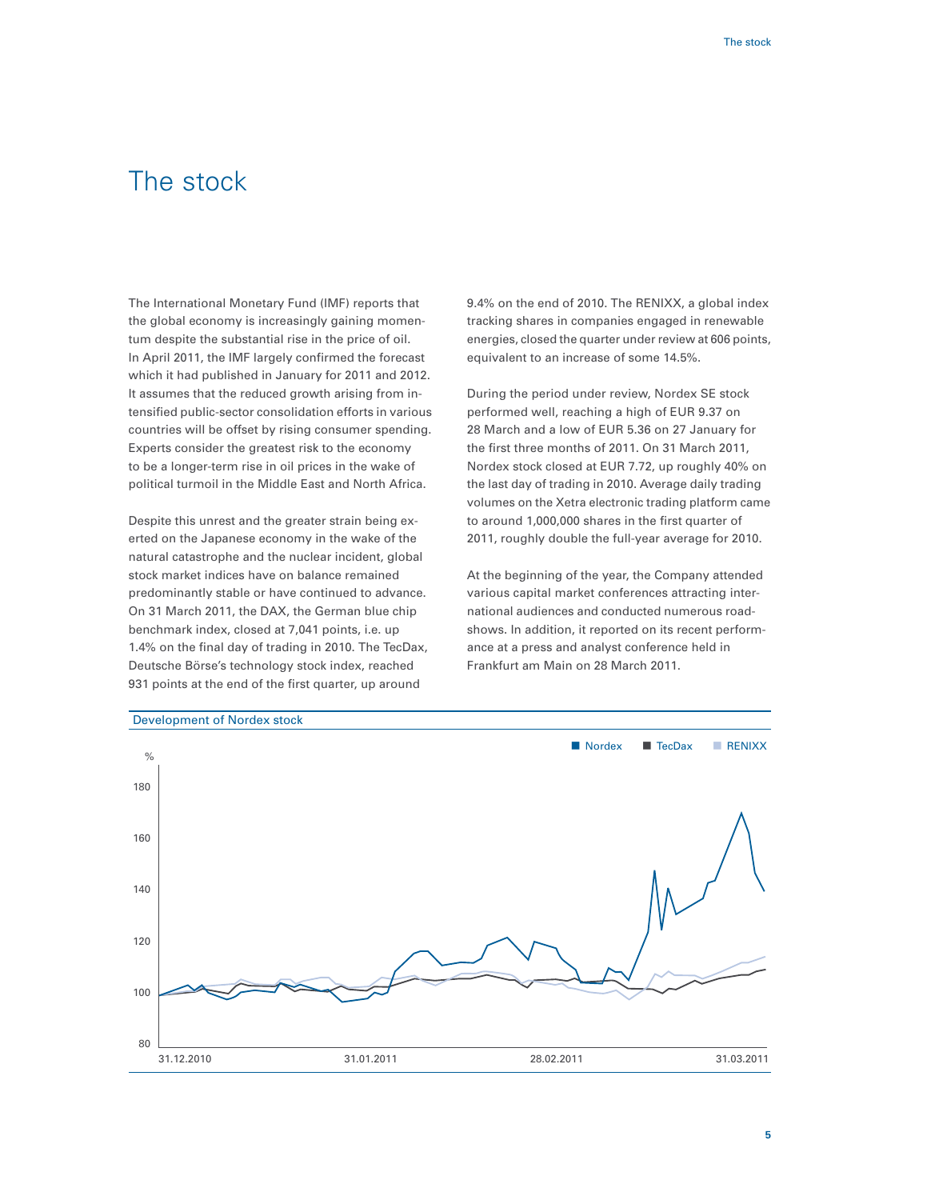# The stock

The International Monetary Fund (IMF) reports that the global economy is increasingly gaining momentum despite the substantial rise in the price of oil. In April 2011, the IMF largely confirmed the forecast which it had published in January for 2011 and 2012. It assumes that the reduced growth arising from intensified public-sector consolidation efforts in various countries will be offset by rising consumer spending. Experts consider the greatest risk to the economy to be a longer-term rise in oil prices in the wake of political turmoil in the Middle East and North Africa.

Despite this unrest and the greater strain being exerted on the Japanese economy in the wake of the natural catastrophe and the nuclear incident, global stock market indices have on balance remained predominantly stable or have continued to advance. On 31 March 2011, the DAX, the German blue chip benchmark index, closed at 7,041 points, i.e. up 1.4% on the final day of trading in 2010. The TecDax, Deutsche Börse's technology stock index, reached 931 points at the end of the first quarter, up around 9.4% on the end of 2010. The RENIXX, a global index tracking shares in companies engaged in renewable energies, closed the quarter under review at 606 points, equivalent to an increase of some 14.5%.

During the period under review, Nordex SE stock performed well, reaching a high of EUR 9.37 on 28 March and a low of EUR 5.36 on 27 January for the first three months of 2011. On 31 March 2011, Nordex stock closed at EUR 7.72, up roughly 40% on the last day of trading in 2010. Average daily trading volumes on the Xetra electronic trading platform came to around 1,000,000 shares in the first quarter of 2011, roughly double the full-year average for 2010.

At the beginning of the year, the Company attended various capital market conferences attracting international audiences and conducted numerous roadshows. In addition, it reported on its recent performance at a press and analyst conference held in Frankfurt am Main on 28 March 2011.

Development of Nordex stock

Legend: Nordex, TecDax, RENIXX

%: 180, 160, 140, 120, 100, 80

31.12.2010 — 31.01.2011 — 28.02.2011 — 31.03.2011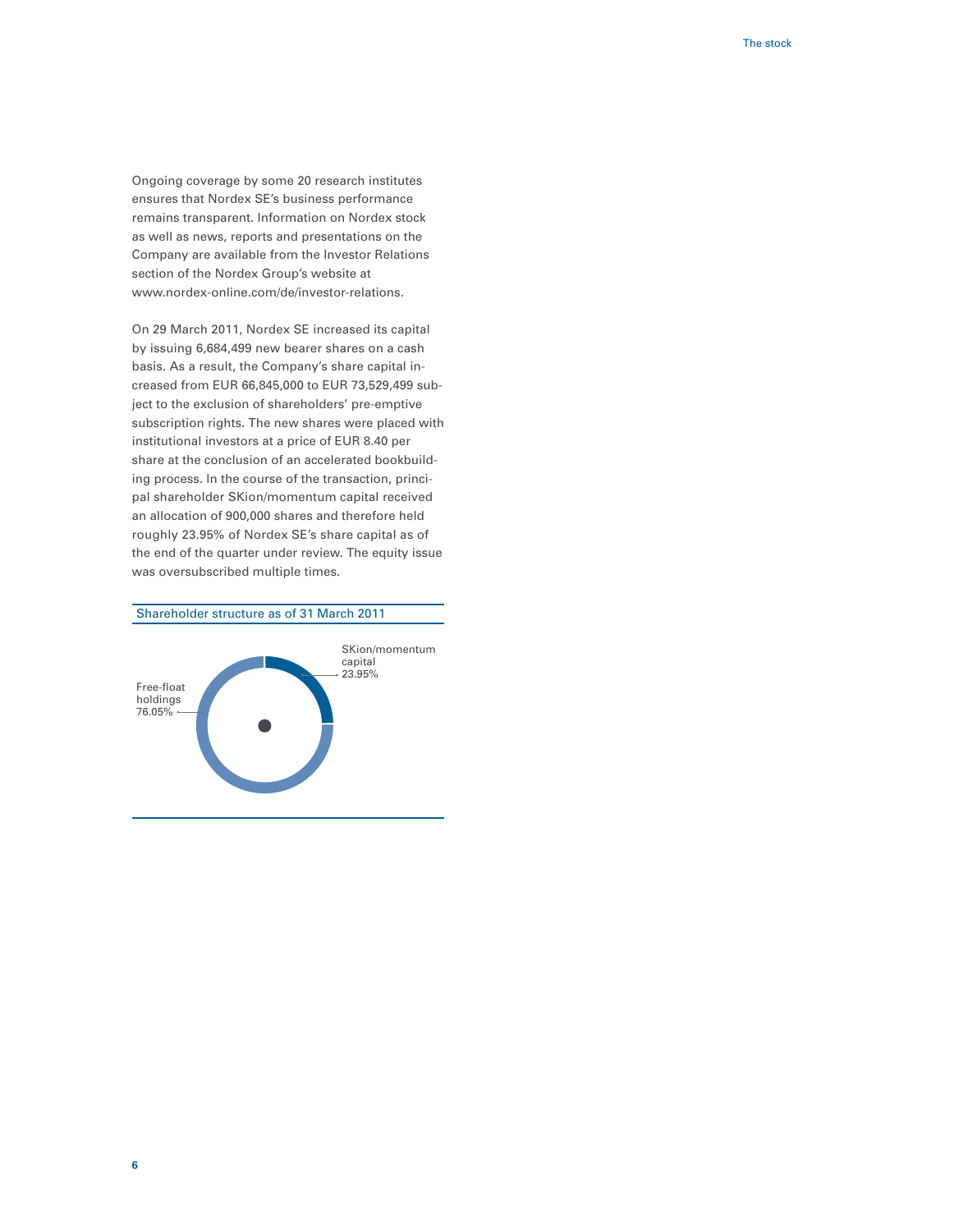Ongoing coverage by some 20 research institutes ensures that Nordex SE's business performance remains transparent. Information on Nordex stock as well as news, reports and presentations on the Company are available from the Investor Relations section of the Nordex Group's website at www.nordex-online.com/de/investor-relations.

On 29 March 2011, Nordex SE increased its capital by issuing 6,684,499 new bearer shares on a cash basis. As a result, the Company's share capital increased from EUR 66,845,000 to EUR 73,529,499 subject to the exclusion of shareholders' pre-emptive subscription rights. The new shares were placed with institutional investors at a price of EUR 8.40 per share at the conclusion of an accelerated bookbuilding process. In the course of the transaction, principal shareholder SKion/momentum capital received an allocation of 900,000 shares and therefore held roughly 23.95% of Nordex SE's share capital as of the end of the quarter under review. The equity issue was oversubscribed multiple times.

Shareholder structure as of 31 March 2011

| Shareholder | Share |
| --- | --- |
| SKion/momentum capital | 23.95% |
| Free-float holdings | 76.05% |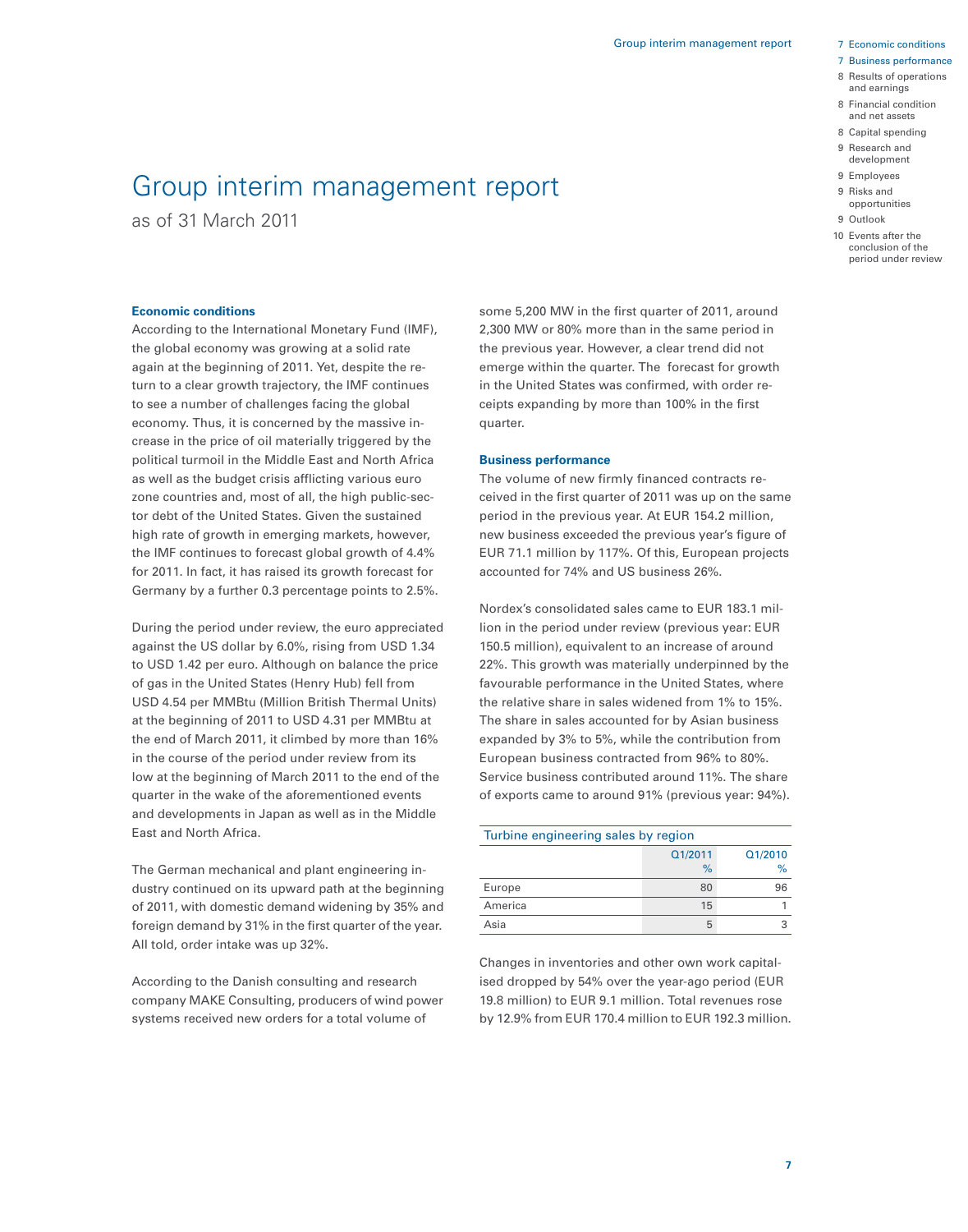# Group interim management report

as of 31 March 2011

### Economic conditions

According to the International Monetary Fund (IMF), the global economy was growing at a solid rate again at the beginning of 2011. Yet, despite the return to a clear growth trajectory, the IMF continues to see a number of challenges facing the global economy. Thus, it is concerned by the massive increase in the price of oil materially triggered by the political turmoil in the Middle East and North Africa as well as the budget crisis afflicting various euro zone countries and, most of all, the high public-sector debt of the United States. Given the sustained high rate of growth in emerging markets, however, the IMF continues to forecast global growth of 4.4% for 2011. In fact, it has raised its growth forecast for Germany by a further 0.3 percentage points to 2.5%.

During the period under review, the euro appreciated against the US dollar by 6.0%, rising from USD 1.34 to USD 1.42 per euro. Although on balance the price of gas in the United States (Henry Hub) fell from USD 4.54 per MMBtu (Million British Thermal Units) at the beginning of 2011 to USD 4.31 per MMBtu at the end of March 2011, it climbed by more than 16% in the course of the period under review from its low at the beginning of March 2011 to the end of the quarter in the wake of the aforementioned events and developments in Japan as well as in the Middle East and North Africa.

The German mechanical and plant engineering industry continued on its upward path at the beginning of 2011, with domestic demand widening by 35% and foreign demand by 31% in the first quarter of the year. All told, order intake was up 32%.

According to the Danish consulting and research company MAKE Consulting, producers of wind power systems received new orders for a total volume of some 5,200 MW in the first quarter of 2011, around 2,300 MW or 80% more than in the same period in the previous year. However, a clear trend did not emerge within the quarter. The forecast for growth in the United States was confirmed, with order receipts expanding by more than 100% in the first quarter.

### Business performance

The volume of new firmly financed contracts received in the first quarter of 2011 was up on the same period in the previous year. At EUR 154.2 million, new business exceeded the previous year's figure of EUR 71.1 million by 117%. Of this, European projects accounted for 74% and US business 26%.

Nordex's consolidated sales came to EUR 183.1 million in the period under review (previous year: EUR 150.5 million), equivalent to an increase of around 22%. This growth was materially underpinned by the favourable performance in the United States, where the relative share in sales widened from 1% to 15%. The share in sales accounted for by Asian business expanded by 3% to 5%, while the contribution from European business contracted from 96% to 80%. Service business contributed around 11%. The share of exports came to around 91% (previous year: 94%).

Turbine engineering sales by region

| | Q1/2011 % | Q1/2010 % |
|---|---|---|
| Europe | 80 | 96 |
| America | 15 | 1 |
| Asia | 5 | 3 |

Changes in inventories and other own work capitalised dropped by 54% over the year-ago period (EUR 19.8 million) to EUR 9.1 million. Total revenues rose by 12.9% from EUR 170.4 million to EUR 192.3 million.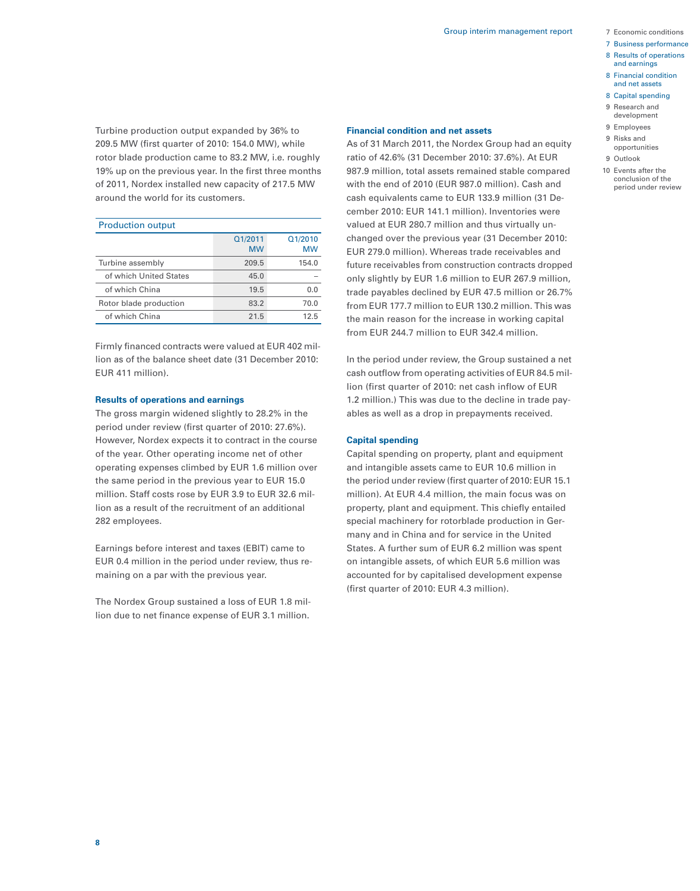Turbine production output expanded by 36% to 209.5 MW (first quarter of 2010: 154.0 MW), while rotor blade production came to 83.2 MW, i.e. roughly 19% up on the previous year. In the first three months of 2011, Nordex installed new capacity of 217.5 MW around the world for its customers.

| Production output | Q1/2011 MW | Q1/2010 MW |
|---|---|---|
| Turbine assembly | 209.5 | 154.0 |
| of which United States | 45.0 | – |
| of which China | 19.5 | 0.0 |
| Rotor blade production | 83.2 | 70.0 |
| of which China | 21.5 | 12.5 |

Firmly financed contracts were valued at EUR 402 million as of the balance sheet date (31 December 2010: EUR 411 million).

### Results of operations and earnings

The gross margin widened slightly to 28.2% in the period under review (first quarter of 2010: 27.6%). However, Nordex expects it to contract in the course of the year. Other operating income net of other operating expenses climbed by EUR 1.6 million over the same period in the previous year to EUR 15.0 million. Staff costs rose by EUR 3.9 to EUR 32.6 million as a result of the recruitment of an additional 282 employees.

Earnings before interest and taxes (EBIT) came to EUR 0.4 million in the period under review, thus remaining on a par with the previous year.

The Nordex Group sustained a loss of EUR 1.8 million due to net finance expense of EUR 3.1 million.

### Financial condition and net assets

As of 31 March 2011, the Nordex Group had an equity ratio of 42.6% (31 December 2010: 37.6%). At EUR 987.9 million, total assets remained stable compared with the end of 2010 (EUR 987.0 million). Cash and cash equivalents came to EUR 133.9 million (31 December 2010: EUR 141.1 million). Inventories were valued at EUR 280.7 million and thus virtually unchanged over the previous year (31 December 2010: EUR 279.0 million). Whereas trade receivables and future receivables from construction contracts dropped only slightly by EUR 1.6 million to EUR 267.9 million, trade payables declined by EUR 47.5 million or 26.7% from EUR 177.7 million to EUR 130.2 million. This was the main reason for the increase in working capital from EUR 244.7 million to EUR 342.4 million.

In the period under review, the Group sustained a net cash outflow from operating activities of EUR 84.5 million (first quarter of 2010: net cash inflow of EUR 1.2 million.) This was due to the decline in trade payables as well as a drop in prepayments received.

### Capital spending

Capital spending on property, plant and equipment and intangible assets came to EUR 10.6 million in the period under review (first quarter of 2010: EUR 15.1 million). At EUR 4.4 million, the main focus was on property, plant and equipment. This chiefly entailed special machinery for rotorblade production in Germany and in China and for service in the United States. A further sum of EUR 6.2 million was spent on intangible assets, of which EUR 5.6 million was accounted for by capitalised development expense (first quarter of 2010: EUR 4.3 million).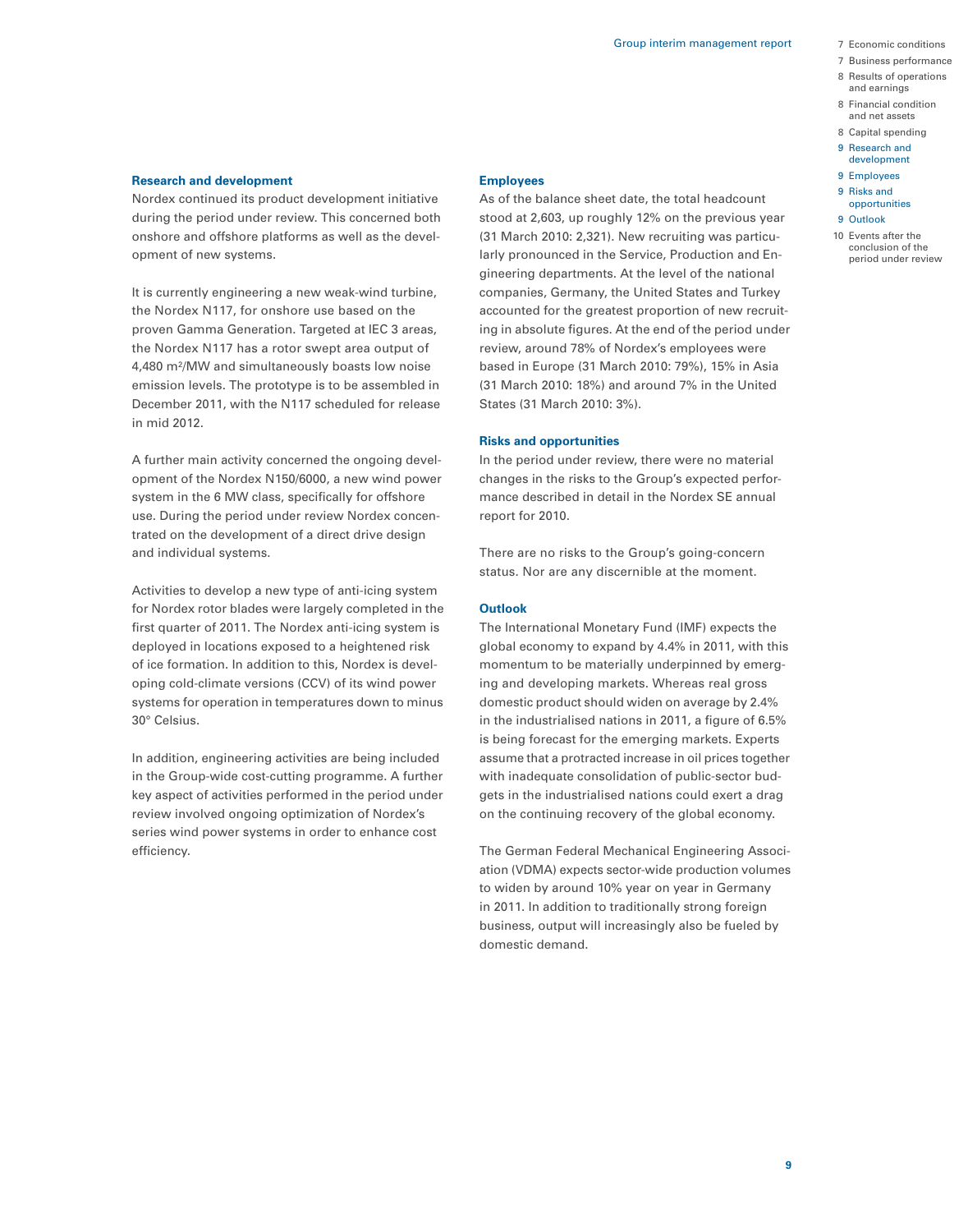## Research and development

Nordex continued its product development initiative during the period under review. This concerned both onshore and offshore platforms as well as the development of new systems.

It is currently engineering a new weak-wind turbine, the Nordex N117, for onshore use based on the proven Gamma Generation. Targeted at IEC 3 areas, the Nordex N117 has a rotor swept area output of 4,480 m²/MW and simultaneously boasts low noise emission levels. The prototype is to be assembled in December 2011, with the N117 scheduled for release in mid 2012.

A further main activity concerned the ongoing development of the Nordex N150/6000, a new wind power system in the 6 MW class, specifically for offshore use. During the period under review Nordex concentrated on the development of a direct drive design and individual systems.

Activities to develop a new type of anti-icing system for Nordex rotor blades were largely completed in the first quarter of 2011. The Nordex anti-icing system is deployed in locations exposed to a heightened risk of ice formation. In addition to this, Nordex is developing cold-climate versions (CCV) of its wind power systems for operation in temperatures down to minus 30° Celsius.

In addition, engineering activities are being included in the Group-wide cost-cutting programme. A further key aspect of activities performed in the period under review involved ongoing optimization of Nordex's series wind power systems in order to enhance cost efficiency.

## Employees

As of the balance sheet date, the total headcount stood at 2,603, up roughly 12% on the previous year (31 March 2010: 2,321). New recruiting was particularly pronounced in the Service, Production and Engineering departments. At the level of the national companies, Germany, the United States and Turkey accounted for the greatest proportion of new recruiting in absolute figures. At the end of the period under review, around 78% of Nordex's employees were based in Europe (31 March 2010: 79%), 15% in Asia (31 March 2010: 18%) and around 7% in the United States (31 March 2010: 3%).

## Risks and opportunities

In the period under review, there were no material changes in the risks to the Group's expected performance described in detail in the Nordex SE annual report for 2010.

There are no risks to the Group's going-concern status. Nor are any discernible at the moment.

## Outlook

The International Monetary Fund (IMF) expects the global economy to expand by 4.4% in 2011, with this momentum to be materially underpinned by emerging and developing markets. Whereas real gross domestic product should widen on average by 2.4% in the industrialised nations in 2011, a figure of 6.5% is being forecast for the emerging markets. Experts assume that a protracted increase in oil prices together with inadequate consolidation of public-sector budgets in the industrialised nations could exert a drag on the continuing recovery of the global economy.

The German Federal Mechanical Engineering Association (VDMA) expects sector-wide production volumes to widen by around 10% year on year in Germany in 2011. In addition to traditionally strong foreign business, output will increasingly also be fueled by domestic demand.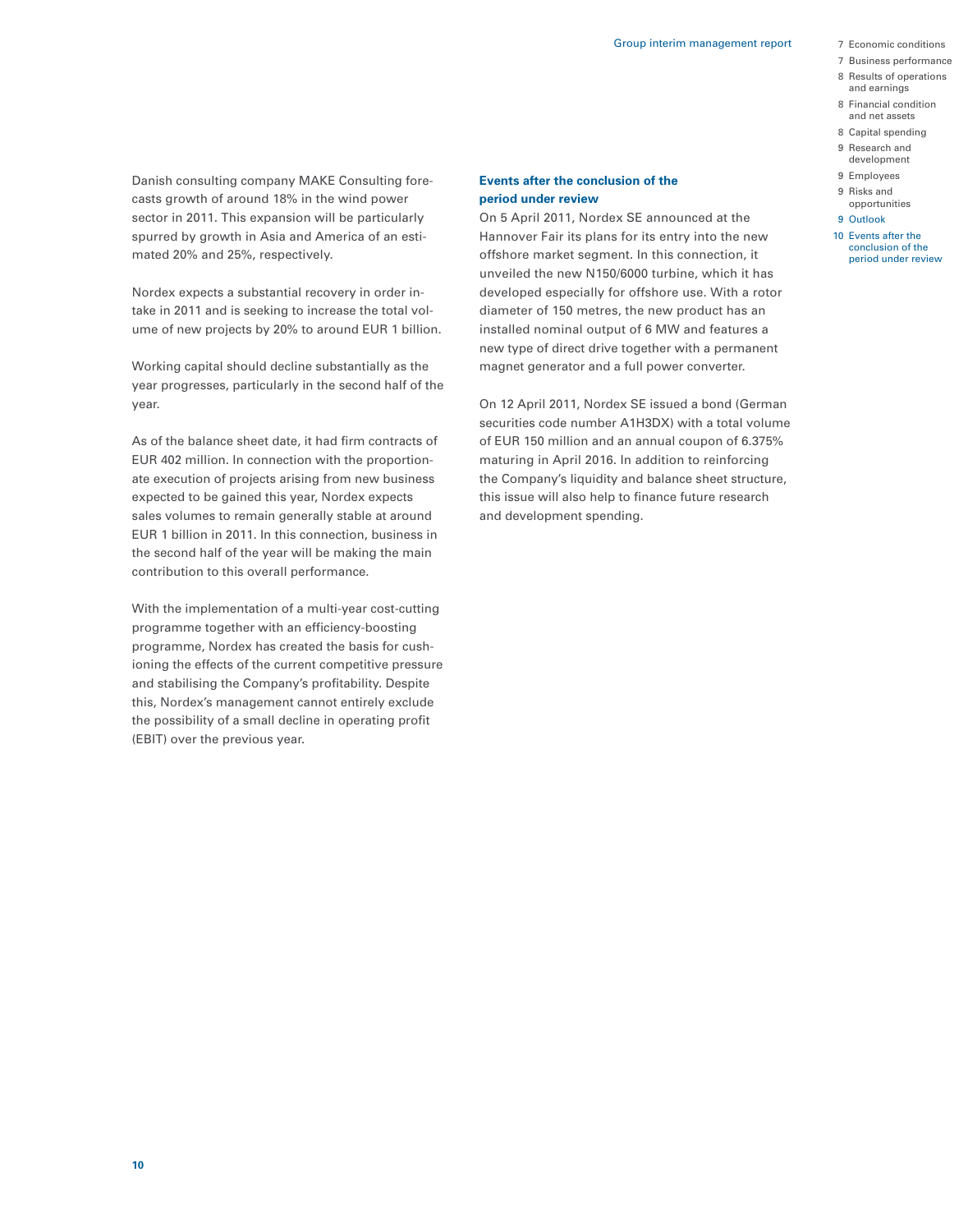Danish consulting company MAKE Consulting forecasts growth of around 18% in the wind power sector in 2011. This expansion will be particularly spurred by growth in Asia and America of an estimated 20% and 25%, respectively.

Nordex expects a substantial recovery in order intake in 2011 and is seeking to increase the total volume of new projects by 20% to around EUR 1 billion.

Working capital should decline substantially as the year progresses, particularly in the second half of the year.

As of the balance sheet date, it had firm contracts of EUR 402 million. In connection with the proportionate execution of projects arising from new business expected to be gained this year, Nordex expects sales volumes to remain generally stable at around EUR 1 billion in 2011. In this connection, business in the second half of the year will be making the main contribution to this overall performance.

With the implementation of a multi-year cost-cutting programme together with an efficiency-boosting programme, Nordex has created the basis for cushioning the effects of the current competitive pressure and stabilising the Company's profitability. Despite this, Nordex's management cannot entirely exclude the possibility of a small decline in operating profit (EBIT) over the previous year.

### Events after the conclusion of the period under review

On 5 April 2011, Nordex SE announced at the Hannover Fair its plans for its entry into the new offshore market segment. In this connection, it unveiled the new N150/6000 turbine, which it has developed especially for offshore use. With a rotor diameter of 150 metres, the new product has an installed nominal output of 6 MW and features a new type of direct drive together with a permanent magnet generator and a full power converter.

On 12 April 2011, Nordex SE issued a bond (German securities code number A1H3DX) with a total volume of EUR 150 million and an annual coupon of 6.375% maturing in April 2016. In addition to reinforcing the Company's liquidity and balance sheet structure, this issue will also help to finance future research and development spending.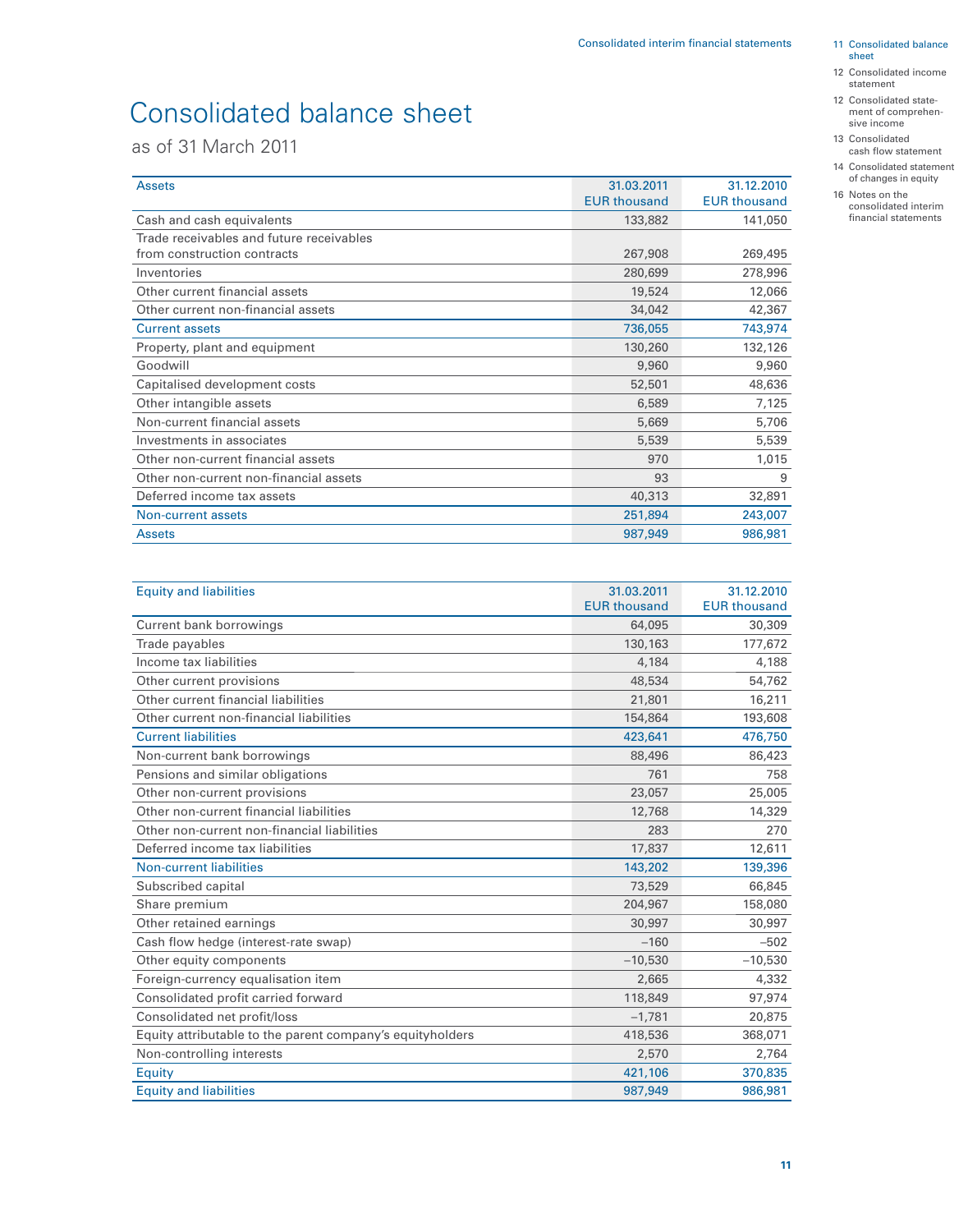# Consolidated balance sheet

as of 31 March 2011

| Assets | 31.03.2011<br>EUR thousand | 31.12.2010<br>EUR thousand |
|---|---|---|
| Cash and cash equivalents | 133,882 | 141,050 |
| Trade receivables and future receivables from construction contracts | 267,908 | 269,495 |
| Inventories | 280,699 | 278,996 |
| Other current financial assets | 19,524 | 12,066 |
| Other current non-financial assets | 34,042 | 42,367 |
| Current assets | 736,055 | 743,974 |
| Property, plant and equipment | 130,260 | 132,126 |
| Goodwill | 9,960 | 9,960 |
| Capitalised development costs | 52,501 | 48,636 |
| Other intangible assets | 6,589 | 7,125 |
| Non-current financial assets | 5,669 | 5,706 |
| Investments in associates | 5,539 | 5,539 |
| Other non-current financial assets | 970 | 1,015 |
| Other non-current non-financial assets | 93 | 9 |
| Deferred income tax assets | 40,313 | 32,891 |
| Non-current assets | 251,894 | 243,007 |
| Assets | 987,949 | 986,981 |

| Equity and liabilities | 31.03.2011<br>EUR thousand | 31.12.2010<br>EUR thousand |
|---|---|---|
| Current bank borrowings | 64,095 | 30,309 |
| Trade payables | 130,163 | 177,672 |
| Income tax liabilities | 4,184 | 4,188 |
| Other current provisions | 48,534 | 54,762 |
| Other current financial liabilities | 21,801 | 16,211 |
| Other current non-financial liabilities | 154,864 | 193,608 |
| Current liabilities | 423,641 | 476,750 |
| Non-current bank borrowings | 88,496 | 86,423 |
| Pensions and similar obligations | 761 | 758 |
| Other non-current provisions | 23,057 | 25,005 |
| Other non-current financial liabilities | 12,768 | 14,329 |
| Other non-current non-financial liabilities | 283 | 270 |
| Deferred income tax liabilities | 17,837 | 12,611 |
| Non-current liabilities | 143,202 | 139,396 |
| Subscribed capital | 73,529 | 66,845 |
| Share premium | 204,967 | 158,080 |
| Other retained earnings | 30,997 | 30,997 |
| Cash flow hedge (interest-rate swap) | –160 | –502 |
| Other equity components | –10,530 | –10,530 |
| Foreign-currency equalisation item | 2,665 | 4,332 |
| Consolidated profit carried forward | 118,849 | 97,974 |
| Consolidated net profit/loss | –1,781 | 20,875 |
| Equity attributable to the parent company's equityholders | 418,536 | 368,071 |
| Non-controlling interests | 2,570 | 2,764 |
| Equity | 421,106 | 370,835 |
| Equity and liabilities | 987,949 | 986,981 |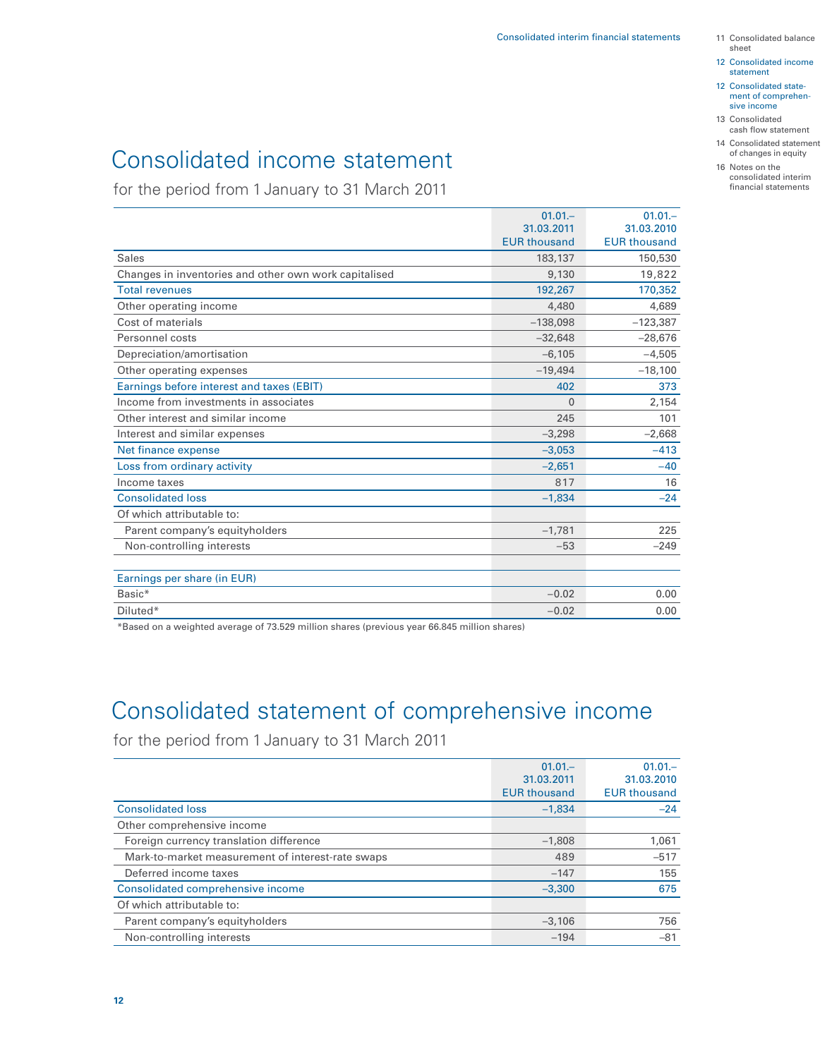# Consolidated income statement

for the period from 1 January to 31 March 2011

| | 01.01.–31.03.2011 EUR thousand | 01.01.–31.03.2010 EUR thousand |
|---|---|---|
| Sales | 183,137 | 150,530 |
| Changes in inventories and other own work capitalised | 9,130 | 19,822 |
| Total revenues | 192,267 | 170,352 |
| Other operating income | 4,480 | 4,689 |
| Cost of materials | –138,098 | –123,387 |
| Personnel costs | –32,648 | –28,676 |
| Depreciation/amortisation | –6,105 | –4,505 |
| Other operating expenses | –19,494 | –18,100 |
| Earnings before interest and taxes (EBIT) | 402 | 373 |
| Income from investments in associates | 0 | 2,154 |
| Other interest and similar income | 245 | 101 |
| Interest and similar expenses | –3,298 | –2,668 |
| Net finance expense | –3,053 | –413 |
| Loss from ordinary activity | –2,651 | –40 |
| Income taxes | 817 | 16 |
| Consolidated loss | –1,834 | –24 |
| Of which attributable to: | | |
| Parent company's equityholders | –1,781 | 225 |
| Non-controlling interests | –53 | –249 |
| | | |
| Earnings per share (in EUR) | | |
| Basic* | –0.02 | 0.00 |
| Diluted* | –0.02 | 0.00 |

*Based on a weighted average of 73.529 million shares (previous year 66.845 million shares)

# Consolidated statement of comprehensive income

for the period from 1 January to 31 March 2011

| | 01.01.–31.03.2011 EUR thousand | 01.01.–31.03.2010 EUR thousand |
|---|---|---|
| Consolidated loss | –1,834 | –24 |
| Other comprehensive income | | |
| Foreign currency translation difference | –1,808 | 1,061 |
| Mark-to-market measurement of interest-rate swaps | 489 | –517 |
| Deferred income taxes | –147 | 155 |
| Consolidated comprehensive income | –3,300 | 675 |
| Of which attributable to: | | |
| Parent company's equityholders | –3,106 | 756 |
| Non-controlling interests | –194 | –81 |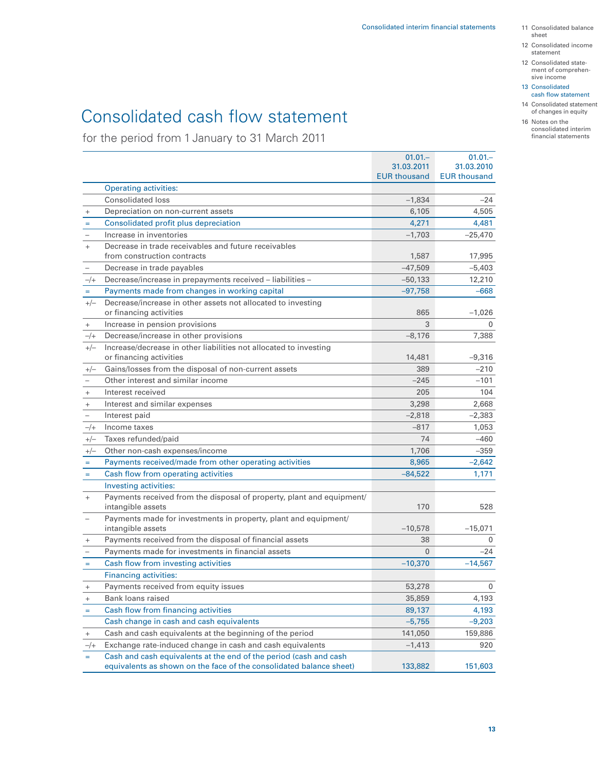# Consolidated cash flow statement

## for the period from 1 January to 31 March 2011

| | | 01.01.–31.03.2011 EUR thousand | 01.01.–31.03.2010 EUR thousand |
|---|---|---|---|
| | **Operating activities:** | | |
| | Consolidated loss | –1,834 | –24 |
| + | Depreciation on non-current assets | 6,105 | 4,505 |
| = | Consolidated profit plus depreciation | 4,271 | 4,481 |
| – | Increase in inventories | –1,703 | –25,470 |
| + | Decrease in trade receivables and future receivables from construction contracts | 1,587 | 17,995 |
| – | Decrease in trade payables | –47,509 | –5,403 |
| –/+ | Decrease/increase in prepayments received – liabilities – | –50,133 | 12,210 |
| = | Payments made from changes in working capital | –97,758 | –668 |
| +/– | Decrease/increase in other assets not allocated to investing or financing activities | 865 | –1,026 |
| + | Increase in pension provisions | 3 | 0 |
| –/+ | Decrease/increase in other provisions | –8,176 | 7,388 |
| +/– | Increase/decrease in other liabilities not allocated to investing or financing activities | 14,481 | –9,316 |
| +/– | Gains/losses from the disposal of non-current assets | 389 | –210 |
| – | Other interest and similar income | –245 | –101 |
| + | Interest received | 205 | 104 |
| + | Interest and similar expenses | 3,298 | 2,668 |
| – | Interest paid | –2,818 | –2,383 |
| –/+ | Income taxes | –817 | 1,053 |
| +/– | Taxes refunded/paid | 74 | –460 |
| +/– | Other non-cash expenses/income | 1,706 | –359 |
| = | Payments received/made from other operating activities | 8,965 | –2,642 |
| = | Cash flow from operating activities | –84,522 | 1,171 |
| | **Investing activities:** | | |
| + | Payments received from the disposal of property, plant and equipment/intangible assets | 170 | 528 |
| – | Payments made for investments in property, plant and equipment/intangible assets | –10,578 | –15,071 |
| + | Payments received from the disposal of financial assets | 38 | 0 |
| – | Payments made for investments in financial assets | 0 | –24 |
| = | Cash flow from investing activities | –10,370 | –14,567 |
| | **Financing activities:** | | |
| + | Payments received from equity issues | 53,278 | 0 |
| + | Bank loans raised | 35,859 | 4,193 |
| = | Cash flow from financing activities | 89,137 | 4,193 |
| | Cash change in cash and cash equivalents | –5,755 | –9,203 |
| + | Cash and cash equivalents at the beginning of the period | 141,050 | 159,886 |
| –/+ | Exchange rate-induced change in cash and cash equivalents | –1,413 | 920 |
| = | Cash and cash equivalents at the end of the period (cash and cash equivalents as shown on the face of the consolidated balance sheet) | 133,882 | 151,603 |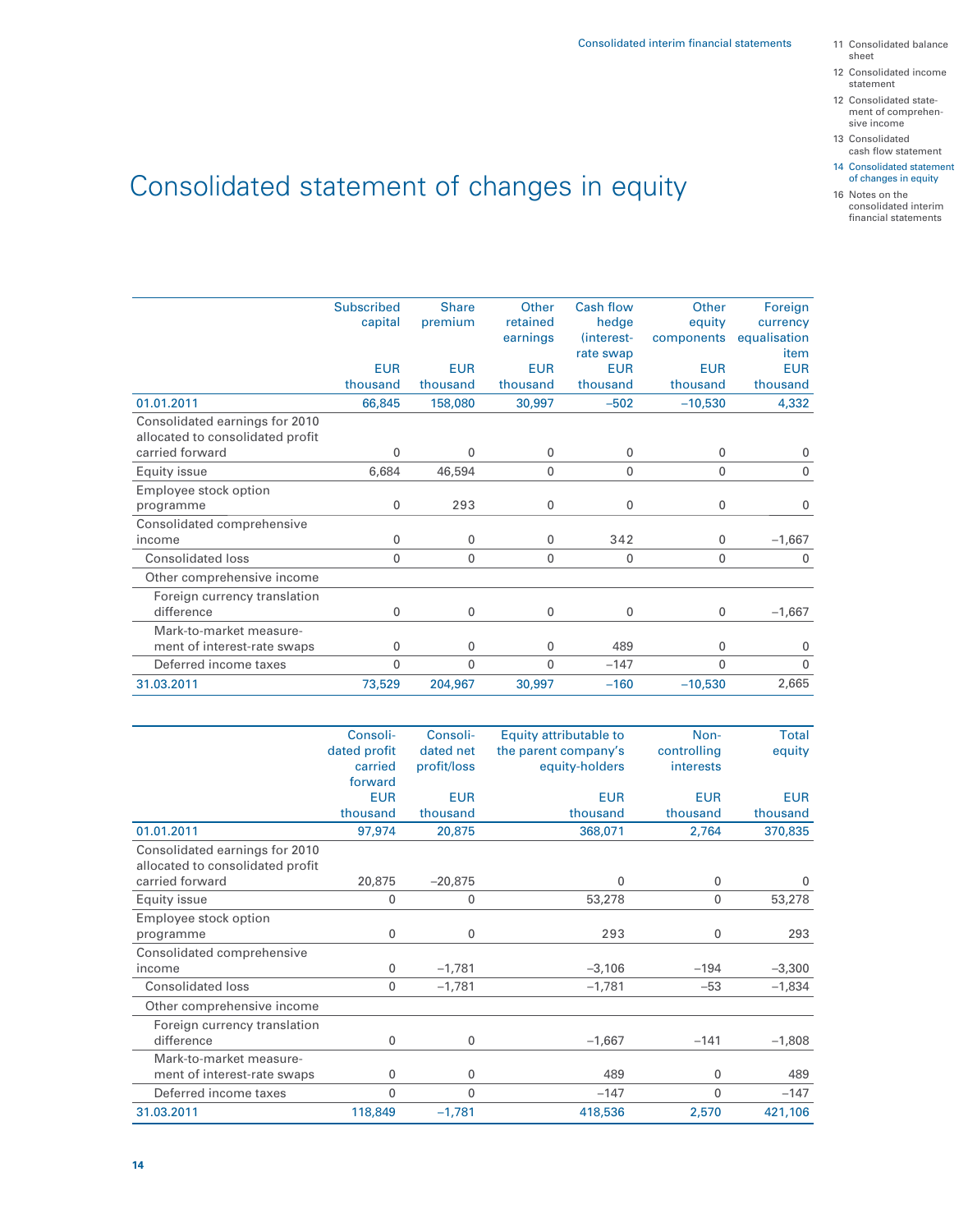# Consolidated statement of changes in equity

| | Subscribed capital EUR thousand | Share premium EUR thousand | Other retained earnings EUR thousand | Cash flow hedge (interest-rate swap EUR thousand | Other equity components EUR thousand | Foreign currency equalisation item EUR thousand |
|---|---|---|---|---|---|---|
| 01.01.2011 | 66,845 | 158,080 | 30,997 | –502 | –10,530 | 4,332 |
| Consolidated earnings for 2010 allocated to consolidated profit carried forward | 0 | 0 | 0 | 0 | 0 | 0 |
| Equity issue | 6,684 | 46,594 | 0 | 0 | 0 | 0 |
| Employee stock option programme | 0 | 293 | 0 | 0 | 0 | 0 |
| Consolidated comprehensive income | 0 | 0 | 0 | 342 | 0 | –1,667 |
| Consolidated loss | 0 | 0 | 0 | 0 | 0 | 0 |
| Other comprehensive income | | | | | | |
| Foreign currency translation difference | 0 | 0 | 0 | 0 | 0 | –1,667 |
| Mark-to-market measurement of interest-rate swaps | 0 | 0 | 0 | 489 | 0 | 0 |
| Deferred income taxes | 0 | 0 | 0 | –147 | 0 | 0 |
| 31.03.2011 | 73,529 | 204,967 | 30,997 | –160 | –10,530 | 2,665 |

| | Consolidated profit carried forward EUR thousand | Consolidated net profit/loss EUR thousand | Equity attributable to the parent company's equity-holders EUR thousand | Non-controlling interests EUR thousand | Total equity EUR thousand |
|---|---|---|---|---|---|
| 01.01.2011 | 97,974 | 20,875 | 368,071 | 2,764 | 370,835 |
| Consolidated earnings for 2010 allocated to consolidated profit carried forward | 20,875 | –20,875 | 0 | 0 | 0 |
| Equity issue | 0 | 0 | 53,278 | 0 | 53,278 |
| Employee stock option programme | 0 | 0 | 293 | 0 | 293 |
| Consolidated comprehensive income | 0 | –1,781 | –3,106 | –194 | –3,300 |
| Consolidated loss | 0 | –1,781 | –1,781 | –53 | –1,834 |
| Other comprehensive income | | | | | |
| Foreign currency translation difference | 0 | 0 | –1,667 | –141 | –1,808 |
| Mark-to-market measurement of interest-rate swaps | 0 | 0 | 489 | 0 | 489 |
| Deferred income taxes | 0 | 0 | –147 | 0 | –147 |
| 31.03.2011 | 118,849 | –1,781 | 418,536 | 2,570 | 421,106 |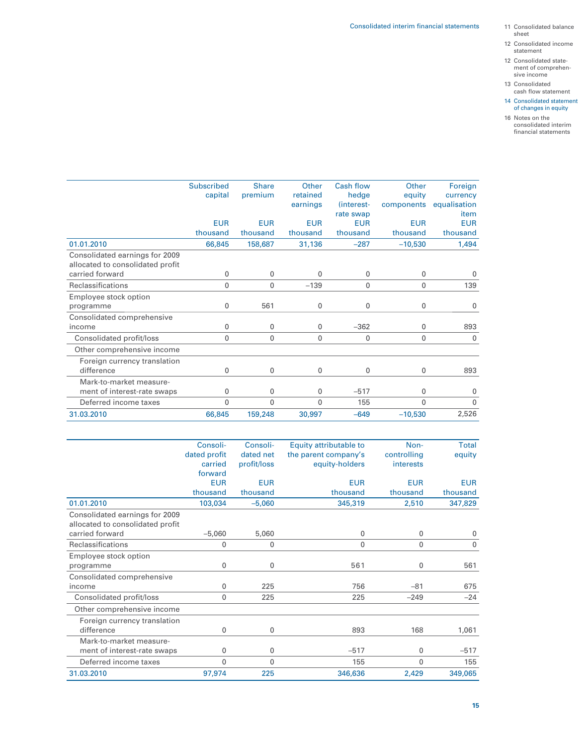| | Subscribed capital | Share premium | Other retained earnings | Cash flow hedge (interest-rate swap | Other equity components | Foreign currency equalisation item |
|---|---|---|---|---|---|---|
| | EUR thousand | EUR thousand | EUR thousand | EUR thousand | EUR thousand | EUR thousand |
| 01.01.2010 | 66,845 | 158,687 | 31,136 | –287 | –10,530 | 1,494 |
| Consolidated earnings for 2009 allocated to consolidated profit carried forward | 0 | 0 | 0 | 0 | 0 | 0 |
| Reclassifications | 0 | 0 | –139 | 0 | 0 | 139 |
| Employee stock option programme | 0 | 561 | 0 | 0 | 0 | 0 |
| Consolidated comprehensive income | 0 | 0 | 0 | –362 | 0 | 893 |
| Consolidated profit/loss | 0 | 0 | 0 | 0 | 0 | 0 |
| Other comprehensive income | | | | | | |
| Foreign currency translation difference | 0 | 0 | 0 | 0 | 0 | 893 |
| Mark-to-market measurement of interest-rate swaps | 0 | 0 | 0 | –517 | 0 | 0 |
| Deferred income taxes | 0 | 0 | 0 | 155 | 0 | 0 |
| 31.03.2010 | 66,845 | 159,248 | 30,997 | –649 | –10,530 | 2,526 |

| | Consolidated profit carried forward | Consolidated net profit/loss | Equity attributable to the parent company's equity-holders | Non-controlling interests | Total equity |
|---|---|---|---|---|---|
| | EUR thousand | EUR thousand | EUR thousand | EUR thousand | EUR thousand |
| 01.01.2010 | 103,034 | –5,060 | 345,319 | 2,510 | 347,829 |
| Consolidated earnings for 2009 allocated to consolidated profit carried forward | –5,060 | 5,060 | 0 | 0 | 0 |
| Reclassifications | 0 | 0 | 0 | 0 | 0 |
| Employee stock option programme | 0 | 0 | 561 | 0 | 561 |
| Consolidated comprehensive income | 0 | 225 | 756 | –81 | 675 |
| Consolidated profit/loss | 0 | 225 | 225 | –249 | –24 |
| Other comprehensive income | | | | | |
| Foreign currency translation difference | 0 | 0 | 893 | 168 | 1,061 |
| Mark-to-market measurement of interest-rate swaps | 0 | 0 | –517 | 0 | –517 |
| Deferred income taxes | 0 | 0 | 155 | 0 | 155 |
| 31.03.2010 | 97,974 | 225 | 346,636 | 2,429 | 349,065 |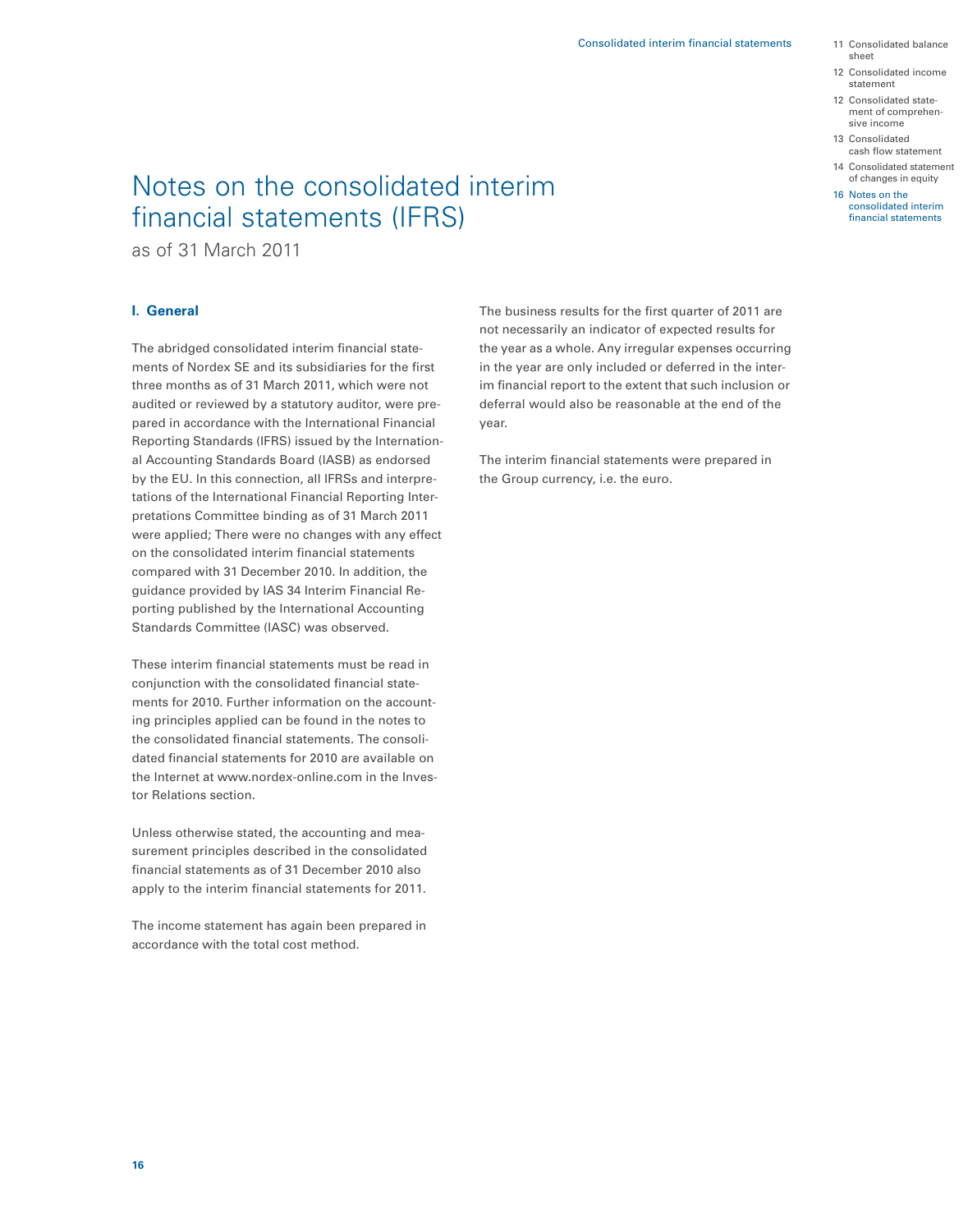# Notes on the consolidated interim financial statements (IFRS)

as of 31 March 2011

## I. General

The abridged consolidated interim financial statements of Nordex SE and its subsidiaries for the first three months as of 31 March 2011, which were not audited or reviewed by a statutory auditor, were prepared in accordance with the International Financial Reporting Standards (IFRS) issued by the International Accounting Standards Board (IASB) as endorsed by the EU. In this connection, all IFRSs and interpretations of the International Financial Reporting Interpretations Committee binding as of 31 March 2011 were applied; There were no changes with any effect on the consolidated interim financial statements compared with 31 December 2010. In addition, the guidance provided by IAS 34 Interim Financial Reporting published by the International Accounting Standards Committee (IASC) was observed.

These interim financial statements must be read in conjunction with the consolidated financial statements for 2010. Further information on the accounting principles applied can be found in the notes to the consolidated financial statements. The consolidated financial statements for 2010 are available on the Internet at www.nordex-online.com in the Investor Relations section.

Unless otherwise stated, the accounting and measurement principles described in the consolidated financial statements as of 31 December 2010 also apply to the interim financial statements for 2011.

The income statement has again been prepared in accordance with the total cost method.

The business results for the first quarter of 2011 are not necessarily an indicator of expected results for the year as a whole. Any irregular expenses occurring in the year are only included or deferred in the interim financial report to the extent that such inclusion or deferral would also be reasonable at the end of the year.

The interim financial statements were prepared in the Group currency, i.e. the euro.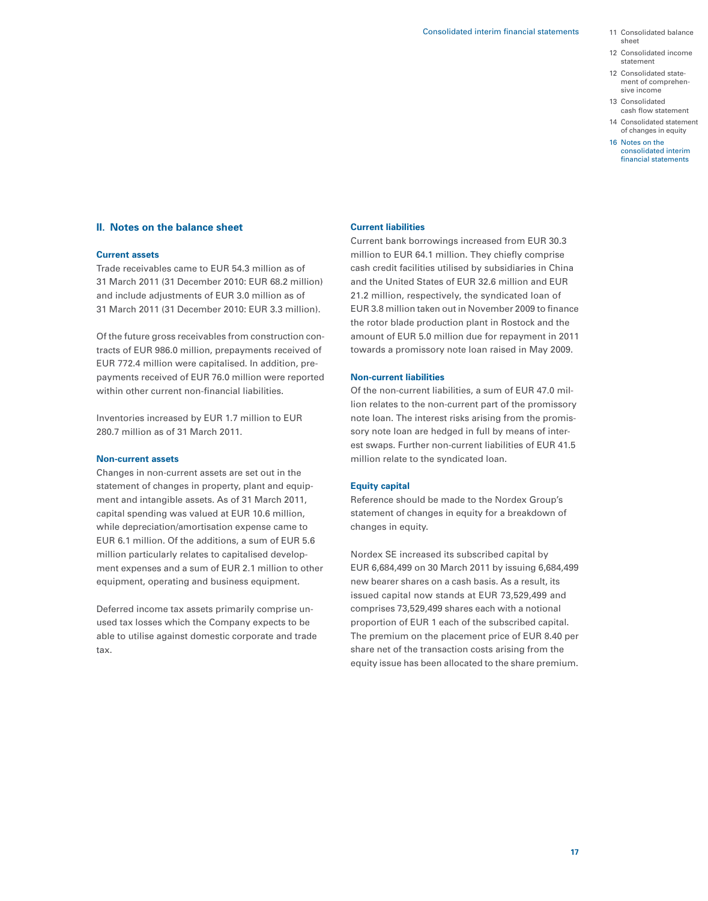## II. Notes on the balance sheet

### Current assets

Trade receivables came to EUR 54.3 million as of 31 March 2011 (31 December 2010: EUR 68.2 million) and include adjustments of EUR 3.0 million as of 31 March 2011 (31 December 2010: EUR 3.3 million).

Of the future gross receivables from construction contracts of EUR 986.0 million, prepayments received of EUR 772.4 million were capitalised. In addition, prepayments received of EUR 76.0 million were reported within other current non-financial liabilities.

Inventories increased by EUR 1.7 million to EUR 280.7 million as of 31 March 2011.

### Non-current assets

Changes in non-current assets are set out in the statement of changes in property, plant and equipment and intangible assets. As of 31 March 2011, capital spending was valued at EUR 10.6 million, while depreciation/amortisation expense came to EUR 6.1 million. Of the additions, a sum of EUR 5.6 million particularly relates to capitalised development expenses and a sum of EUR 2.1 million to other equipment, operating and business equipment.

Deferred income tax assets primarily comprise unused tax losses which the Company expects to be able to utilise against domestic corporate and trade tax.

### Current liabilities

Current bank borrowings increased from EUR 30.3 million to EUR 64.1 million. They chiefly comprise cash credit facilities utilised by subsidiaries in China and the United States of EUR 32.6 million and EUR 21.2 million, respectively, the syndicated loan of EUR 3.8 million taken out in November 2009 to finance the rotor blade production plant in Rostock and the amount of EUR 5.0 million due for repayment in 2011 towards a promissory note loan raised in May 2009.

### Non-current liabilities

Of the non-current liabilities, a sum of EUR 47.0 million relates to the non-current part of the promissory note loan. The interest risks arising from the promissory note loan are hedged in full by means of interest swaps. Further non-current liabilities of EUR 41.5 million relate to the syndicated loan.

### Equity capital

Reference should be made to the Nordex Group's statement of changes in equity for a breakdown of changes in equity.

Nordex SE increased its subscribed capital by EUR 6,684,499 on 30 March 2011 by issuing 6,684,499 new bearer shares on a cash basis. As a result, its issued capital now stands at EUR 73,529,499 and comprises 73,529,499 shares each with a notional proportion of EUR 1 each of the subscribed capital. The premium on the placement price of EUR 8.40 per share net of the transaction costs arising from the equity issue has been allocated to the share premium.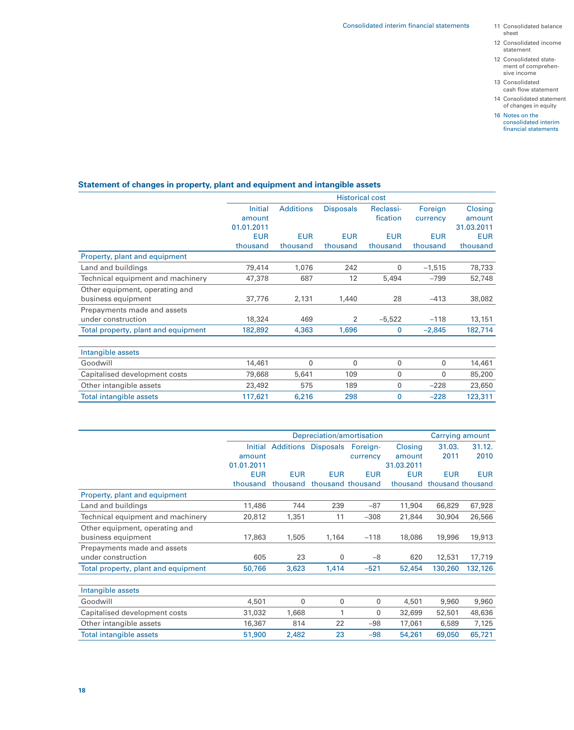## Statement of changes in property, plant and equipment and intangible assets

| | Historical cost | | | | | |
|---|---|---|---|---|---|---|
| | Initial amount 01.01.2011 | Additions | Disposals | Reclassi-fication | Foreign currency | Closing amount 31.03.2011 |
| | EUR thousand | EUR thousand | EUR thousand | EUR thousand | EUR thousand | EUR thousand |
| **Property, plant and equipment** | | | | | | |
| Land and buildings | 79,414 | 1,076 | 242 | 0 | –1,515 | 78,733 |
| Technical equipment and machinery | 47,378 | 687 | 12 | 5,494 | –799 | 52,748 |
| Other equipment, operating and business equipment | 37,776 | 2,131 | 1,440 | 28 | –413 | 38,082 |
| Prepayments made and assets under construction | 18,324 | 469 | 2 | –5,522 | –118 | 13,151 |
| Total property, plant and equipment | 182,892 | 4,363 | 1,696 | 0 | –2,845 | 182,714 |
| **Intangible assets** | | | | | | |
| Goodwill | 14,461 | 0 | 0 | 0 | 0 | 14,461 |
| Capitalised development costs | 79,668 | 5,641 | 109 | 0 | 0 | 85,200 |
| Other intangible assets | 23,492 | 575 | 189 | 0 | –228 | 23,650 |
| Total intangible assets | 117,621 | 6,216 | 298 | 0 | –228 | 123,311 |

| | Depreciation/amortisation | | | | | Carrying amount | |
|---|---|---|---|---|---|---|---|
| | Initial amount 01.01.2011 | Additions | Disposals | Foreign-currency | Closing amount 31.03.2011 | 31.03. 2011 | 31.12. 2010 |
| | EUR thousand | EUR thousand | EUR thousand | EUR thousand | EUR thousand | EUR thousand | EUR thousand |
| **Property, plant and equipment** | | | | | | | |
| Land and buildings | 11,486 | 744 | 239 | –87 | 11,904 | 66,829 | 67,928 |
| Technical equipment and machinery | 20,812 | 1,351 | 11 | –308 | 21,844 | 30,904 | 26,566 |
| Other equipment, operating and business equipment | 17,863 | 1,505 | 1,164 | –118 | 18,086 | 19,996 | 19,913 |
| Prepayments made and assets under construction | 605 | 23 | 0 | –8 | 620 | 12,531 | 17,719 |
| Total property, plant and equipment | 50,766 | 3,623 | 1,414 | –521 | 52,454 | 130,260 | 132,126 |
| **Intangible assets** | | | | | | | |
| Goodwill | 4,501 | 0 | 0 | 0 | 4,501 | 9,960 | 9,960 |
| Capitalised development costs | 31,032 | 1,668 | 1 | 0 | 32,699 | 52,501 | 48,636 |
| Other intangible assets | 16,367 | 814 | 22 | –98 | 17,061 | 6,589 | 7,125 |
| Total intangible assets | 51,900 | 2,482 | 23 | –98 | 54,261 | 69,050 | 65,721 |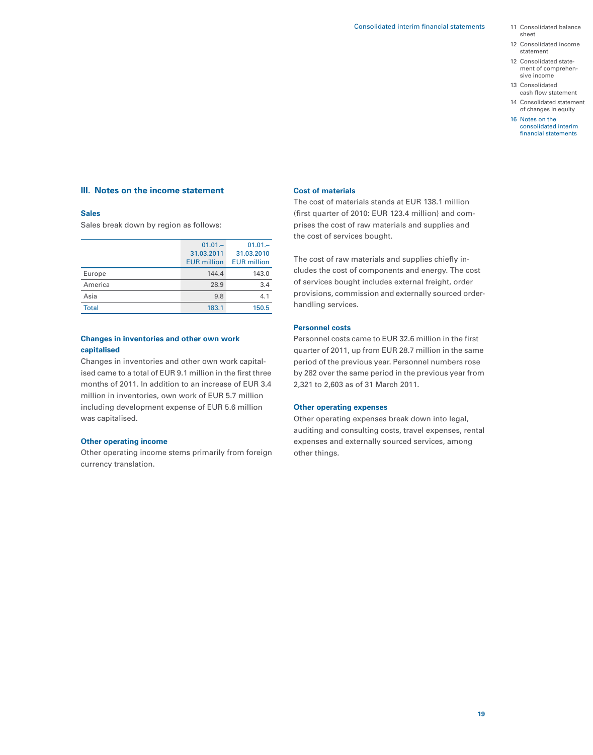## III. Notes on the income statement

### Sales

Sales break down by region as follows:

| | 01.01.– 31.03.2011 EUR million | 01.01.– 31.03.2010 EUR million |
|---|---|---|
| Europe | 144.4 | 143.0 |
| America | 28.9 | 3.4 |
| Asia | 9.8 | 4.1 |
| Total | 183.1 | 150.5 |

### Changes in inventories and other own work capitalised

Changes in inventories and other own work capitalised came to a total of EUR 9.1 million in the first three months of 2011. In addition to an increase of EUR 3.4 million in inventories, own work of EUR 5.7 million including development expense of EUR 5.6 million was capitalised.

### Other operating income

Other operating income stems primarily from foreign currency translation.

### Cost of materials

The cost of materials stands at EUR 138.1 million (first quarter of 2010: EUR 123.4 million) and comprises the cost of raw materials and supplies and the cost of services bought.

The cost of raw materials and supplies chiefly includes the cost of components and energy. The cost of services bought includes external freight, order provisions, commission and externally sourced order-handling services.

### Personnel costs

Personnel costs came to EUR 32.6 million in the first quarter of 2011, up from EUR 28.7 million in the same period of the previous year. Personnel numbers rose by 282 over the same period in the previous year from 2,321 to 2,603 as of 31 March 2011.

### Other operating expenses

Other operating expenses break down into legal, auditing and consulting costs, travel expenses, rental expenses and externally sourced services, among other things.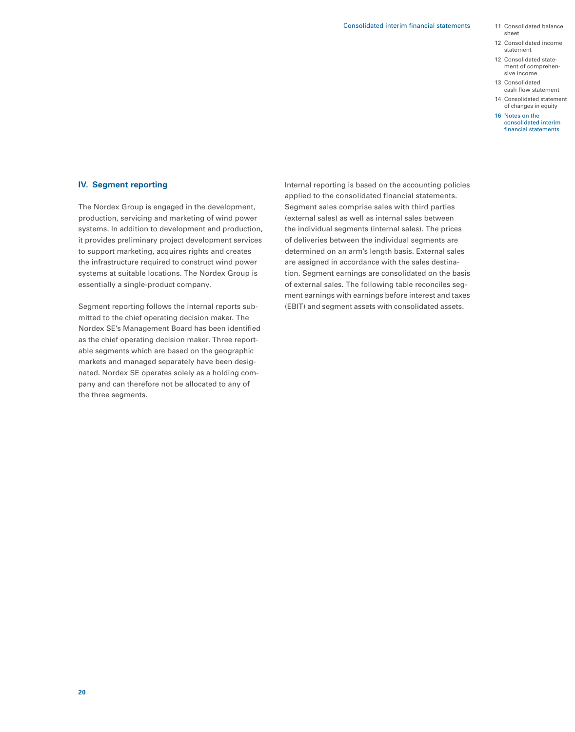## IV. Segment reporting

The Nordex Group is engaged in the development, production, servicing and marketing of wind power systems. In addition to development and production, it provides preliminary project development services to support marketing, acquires rights and creates the infrastructure required to construct wind power systems at suitable locations. The Nordex Group is essentially a single-product company.

Segment reporting follows the internal reports submitted to the chief operating decision maker. The Nordex SE's Management Board has been identified as the chief operating decision maker. Three reportable segments which are based on the geographic markets and managed separately have been designated. Nordex SE operates solely as a holding company and can therefore not be allocated to any of the three segments.

Internal reporting is based on the accounting policies applied to the consolidated financial statements. Segment sales comprise sales with third parties (external sales) as well as internal sales between the individual segments (internal sales). The prices of deliveries between the individual segments are determined on an arm's length basis. External sales are assigned in accordance with the sales destination. Segment earnings are consolidated on the basis of external sales. The following table reconciles segment earnings with earnings before interest and taxes (EBIT) and segment assets with consolidated assets.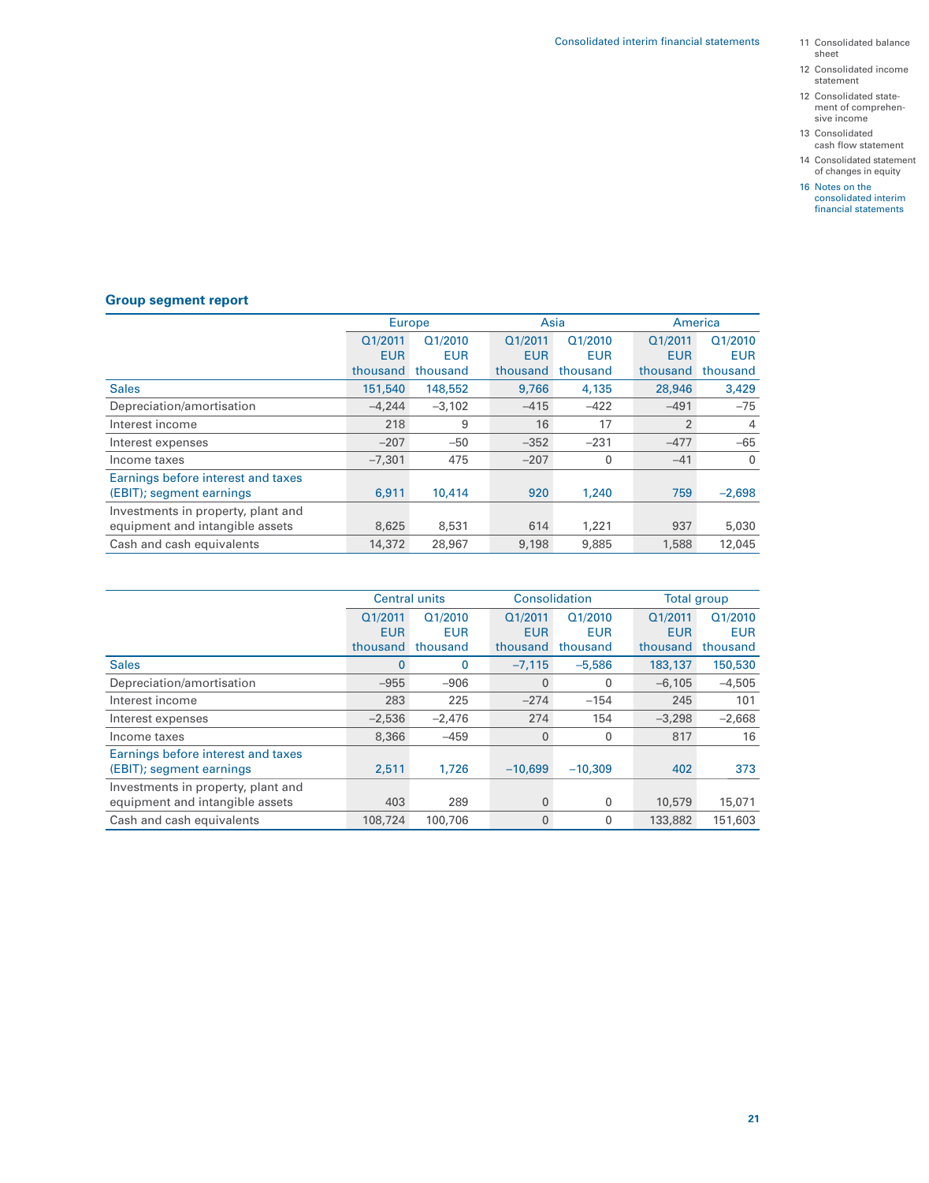## Group segment report

| | Europe | | Asia | | America | |
|---|---|---|---|---|---|---|
| | Q1/2011 EUR thousand | Q1/2010 EUR thousand | Q1/2011 EUR thousand | Q1/2010 EUR thousand | Q1/2011 EUR thousand | Q1/2010 EUR thousand |
| Sales | 151,540 | 148,552 | 9,766 | 4,135 | 28,946 | 3,429 |
| Depreciation/amortisation | –4,244 | –3,102 | –415 | –422 | –491 | –75 |
| Interest income | 218 | 9 | 16 | 17 | 2 | 4 |
| Interest expenses | –207 | –50 | –352 | –231 | –477 | –65 |
| Income taxes | –7,301 | 475 | –207 | 0 | –41 | 0 |
| Earnings before interest and taxes (EBIT); segment earnings | 6,911 | 10,414 | 920 | 1,240 | 759 | –2,698 |
| Investments in property, plant and equipment and intangible assets | 8,625 | 8,531 | 614 | 1,221 | 937 | 5,030 |
| Cash and cash equivalents | 14,372 | 28,967 | 9,198 | 9,885 | 1,588 | 12,045 |

| | Central units | | Consolidation | | Total group | |
|---|---|---|---|---|---|---|
| | Q1/2011 EUR thousand | Q1/2010 EUR thousand | Q1/2011 EUR thousand | Q1/2010 EUR thousand | Q1/2011 EUR thousand | Q1/2010 EUR thousand |
| Sales | 0 | 0 | –7,115 | –5,586 | 183,137 | 150,530 |
| Depreciation/amortisation | –955 | –906 | 0 | 0 | –6,105 | –4,505 |
| Interest income | 283 | 225 | –274 | –154 | 245 | 101 |
| Interest expenses | –2,536 | –2,476 | 274 | 154 | –3,298 | –2,668 |
| Income taxes | 8,366 | –459 | 0 | 0 | 817 | 16 |
| Earnings before interest and taxes (EBIT); segment earnings | 2,511 | 1,726 | –10,699 | –10,309 | 402 | 373 |
| Investments in property, plant and equipment and intangible assets | 403 | 289 | 0 | 0 | 10,579 | 15,071 |
| Cash and cash equivalents | 108,724 | 100,706 | 0 | 0 | 133,882 | 151,603 |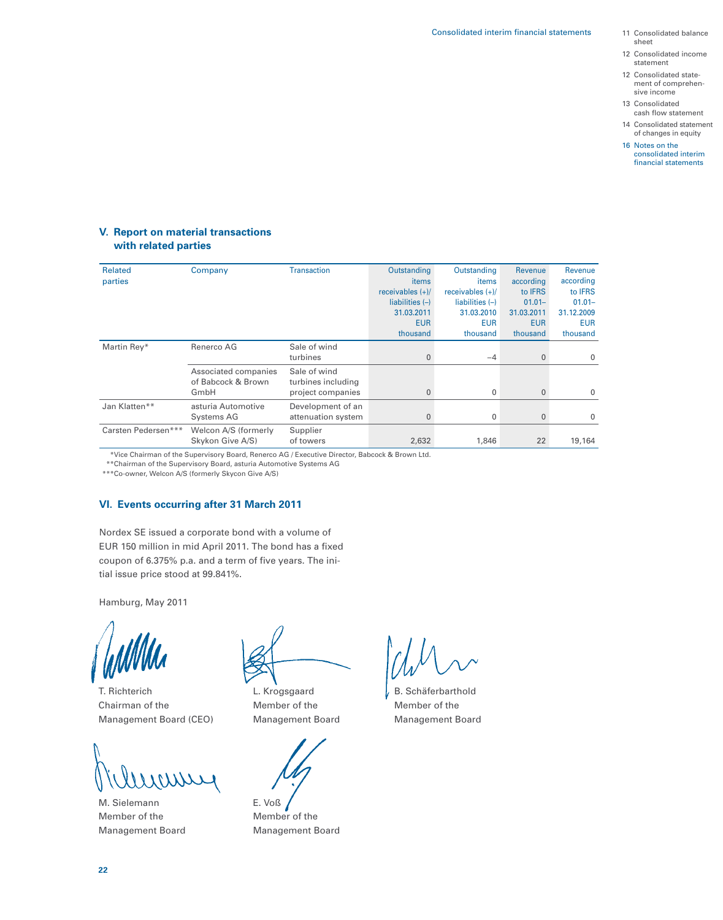## V. Report on material transactions with related parties

| Related parties | Company | Transaction | Outstanding items receivables (+)/ liabilities (–) 31.03.2011 EUR thousand | Outstanding items receivables (+)/ liabilities (–) 31.03.2010 EUR thousand | Revenue according to IFRS 01.01–31.03.2011 EUR thousand | Revenue according to IFRS 01.01–31.12.2009 EUR thousand |
|---|---|---|---|---|---|---|
| Martin Rey* | Renerco AG | Sale of wind turbines | 0 | –4 | 0 | 0 |
| | Associated companies of Babcock & Brown GmbH | Sale of wind turbines including project companies | 0 | 0 | 0 | 0 |
| Jan Klatten** | asturia Automotive Systems AG | Development of an attenuation system | 0 | 0 | 0 | 0 |
| Carsten Pedersen*** | Welcon A/S (formerly Skykon Give A/S) | Supplier of towers | 2,632 | 1,846 | 22 | 19,164 |

*Vice Chairman of the Supervisory Board, Renerco AG / Executive Director, Babcock & Brown Ltd.
**Chairman of the Supervisory Board, asturia Automotive Systems AG
***Co-owner, Welcon A/S (formerly Skycon Give A/S)

## VI. Events occurring after 31 March 2011

Nordex SE issued a corporate bond with a volume of EUR 150 million in mid April 2011. The bond has a fixed coupon of 6.375% p.a. and a term of five years. The initial issue price stood at 99.841%.

Hamburg, May 2011

T. Richterich
Chairman of the Management Board (CEO)

L. Krogsgaard
Member of the Management Board

B. Schäferbarthold
Member of the Management Board

M. Sielemann
Member of the Management Board

E. Voß
Member of the Management Board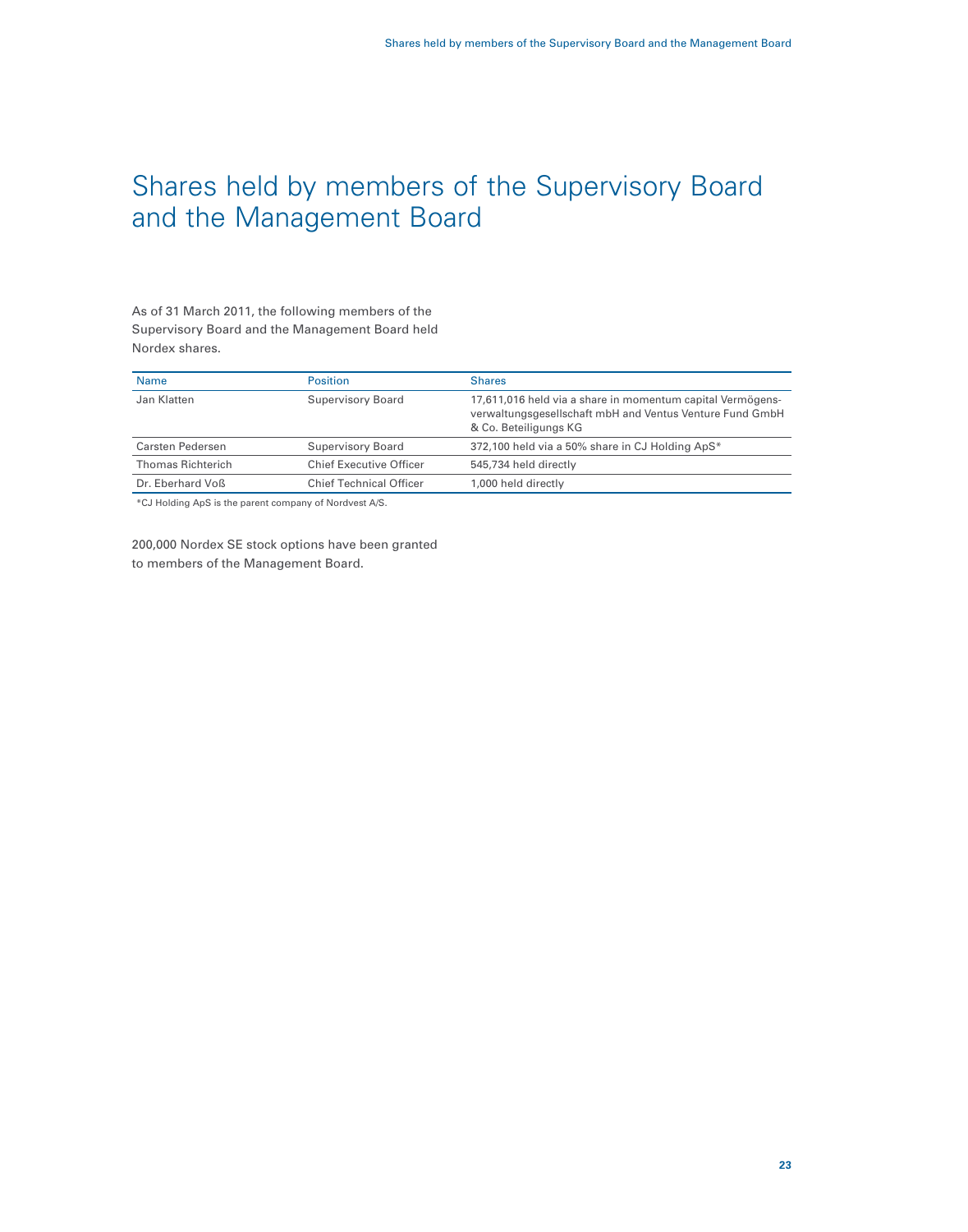# Shares held by members of the Supervisory Board and the Management Board

As of 31 March 2011, the following members of the Supervisory Board and the Management Board held Nordex shares.

| Name | Position | Shares |
|---|---|---|
| Jan Klatten | Supervisory Board | 17,611,016 held via a share in momentum capital Vermögens­verwaltungsgesellschaft mbH and Ventus Venture Fund GmbH & Co. Beteiligungs KG |
| Carsten Pedersen | Supervisory Board | 372,100 held via a 50% share in CJ Holding ApS* |
| Thomas Richterich | Chief Executive Officer | 545,734 held directly |
| Dr. Eberhard Voß | Chief Technical Officer | 1,000 held directly |

*CJ Holding ApS is the parent company of Nordvest A/S.

200,000 Nordex SE stock options have been granted to members of the Management Board.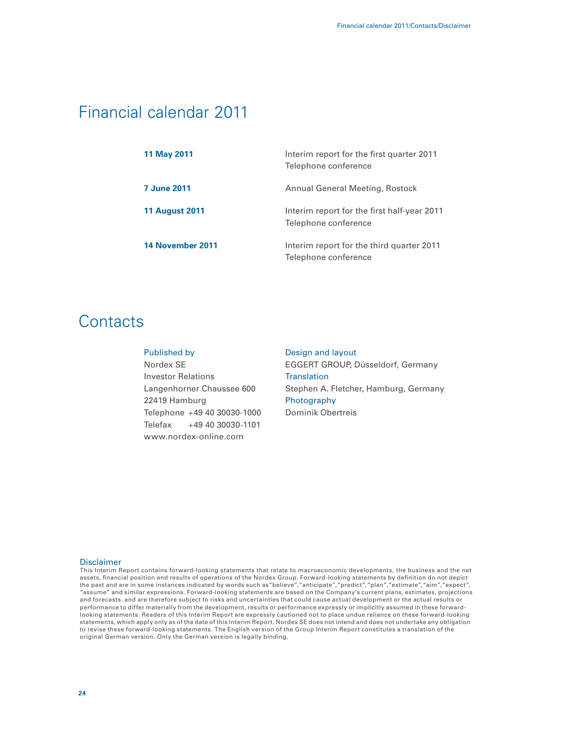# Financial calendar 2011

| | |
|---|---|
| **11 May 2011** | Interim report for the first quarter 2011<br>Telephone conference |
| **7 June 2011** | Annual General Meeting, Rostock |
| **11 August 2011** | Interim report for the first half-year 2011<br>Telephone conference |
| **14 November 2011** | Interim report for the third quarter 2011<br>Telephone conference |

# Contacts

**Published by**
Nordex SE
Investor Relations
Langenhorner Chaussee 600
22419 Hamburg
Telephone +49 40 30030-1000
Telefax +49 40 30030-1101
www.nordex-online.com

**Design and layout**
EGGERT GROUP, Düsseldorf, Germany

**Translation**
Stephen A. Fletcher, Hamburg, Germany

**Photography**
Dominik Obertreis

### Disclaimer

This Interim Report contains forward-looking statements that relate to macroeconomic developments, the business and the net assets, financial position and results of operations of the Nordex Group. Forward-looking statements by definition do not depict the past and are in some instances indicated by words such as "believe", "anticipate", "predict", "plan", "estimate", "aim", "expect", "assume" and similar expressions. Forward-looking statements are based on the Company's current plans, estimates, projections and forecasts, and are therefore subject to risks and uncertainties that could cause actual development or the actual results or performance to differ materially from the development, results or performance expressly or implicitly assumed in these forward-looking statements. Readers of this Interim Report are expressly cautioned not to place undue reliance on these forward-looking statements, which apply only as of the date of this Interim Report. Nordex SE does not intend and does not undertake any obligation to revise these forward-looking statements. The English version of the Group Interim Report constitutes a translation of the original German version. Only the German version is legally binding.